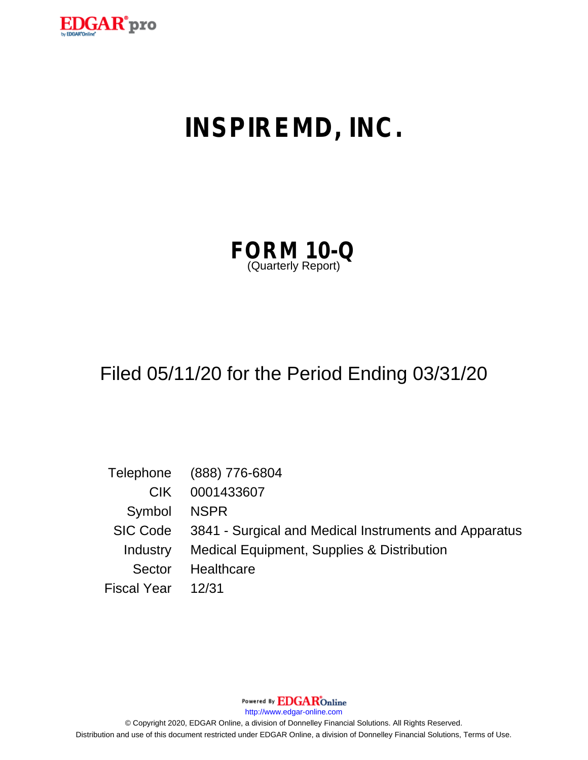# INSPIREMD, INC.

## FORM 10-Q
(Quarterly Report)

Filed 05/11/20 for the Period Ending 03/31/20

| | |
|---|---|
| Telephone | (888) 776-6804 |
| CIK | 0001433607 |
| Symbol | NSPR |
| SIC Code | 3841 - Surgical and Medical Instruments and Apparatus |
| Industry | Medical Equipment, Supplies & Distribution |
| Sector | Healthcare |
| Fiscal Year | 12/31 |

Powered By EDGAR Online

http://www.edgar-online.com

© Copyright 2020, EDGAR Online, a division of Donnelley Financial Solutions. All Rights Reserved.
Distribution and use of this document restricted under EDGAR Online, a division of Donnelley Financial Solutions, Terms of Use.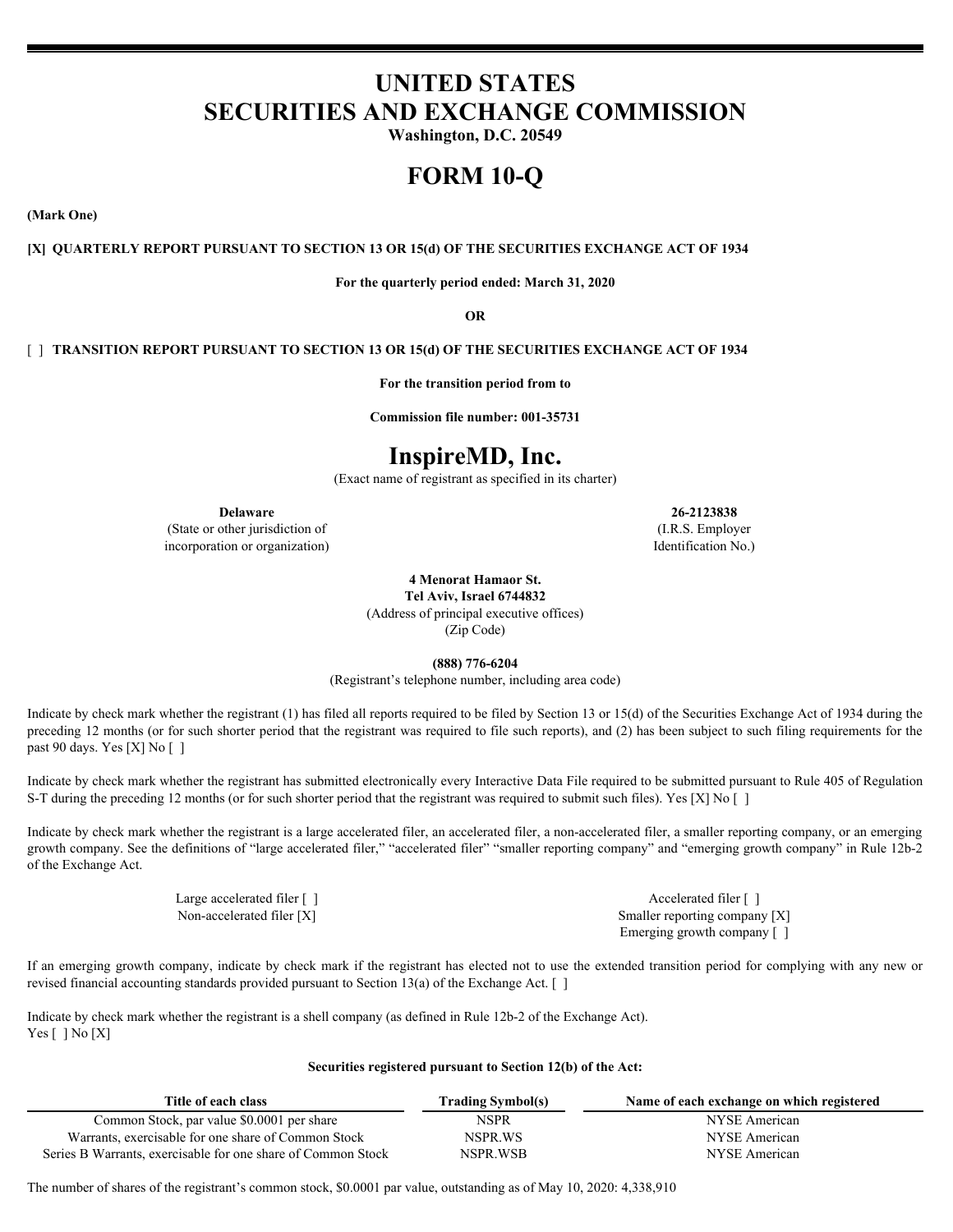# UNITED STATES
# SECURITIES AND EXCHANGE COMMISSION

**Washington, D.C. 20549**

# FORM 10-Q

**(Mark One)**

**[X] QUARTERLY REPORT PURSUANT TO SECTION 13 OR 15(d) OF THE SECURITIES EXCHANGE ACT OF 1934**

**For the quarterly period ended: March 31, 2020**

**OR**

[ ] **TRANSITION REPORT PURSUANT TO SECTION 13 OR 15(d) OF THE SECURITIES EXCHANGE ACT OF 1934**

**For the transition period from to**

**Commission file number: 001-35731**

# InspireMD, Inc.

(Exact name of registrant as specified in its charter)

| | |
|---|---|
| **Delaware** | **26-2123838** |
| (State or other jurisdiction of incorporation or organization) | (I.R.S. Employer Identification No.) |

**4 Menorat Hamaor St.**
**Tel Aviv, Israel 6744832**
(Address of principal executive offices)
(Zip Code)

**(888) 776-6204**
(Registrant's telephone number, including area code)

Indicate by check mark whether the registrant (1) has filed all reports required to be filed by Section 13 or 15(d) of the Securities Exchange Act of 1934 during the preceding 12 months (or for such shorter period that the registrant was required to file such reports), and (2) has been subject to such filing requirements for the past 90 days. Yes [X] No [ ]

Indicate by check mark whether the registrant has submitted electronically every Interactive Data File required to be submitted pursuant to Rule 405 of Regulation S-T during the preceding 12 months (or for such shorter period that the registrant was required to submit such files). Yes [X] No [ ]

Indicate by check mark whether the registrant is a large accelerated filer, an accelerated filer, a non-accelerated filer, a smaller reporting company, or an emerging growth company. See the definitions of "large accelerated filer," "accelerated filer" "smaller reporting company" and "emerging growth company" in Rule 12b-2 of the Exchange Act.

| | |
|---|---|
| Large accelerated filer [ ] | Accelerated filer [ ] |
| Non-accelerated filer [X] | Smaller reporting company [X] |
| | Emerging growth company [ ] |

If an emerging growth company, indicate by check mark if the registrant has elected not to use the extended transition period for complying with any new or revised financial accounting standards provided pursuant to Section 13(a) of the Exchange Act. [ ]

Indicate by check mark whether the registrant is a shell company (as defined in Rule 12b-2 of the Exchange Act).
Yes [ ] No [X]

**Securities registered pursuant to Section 12(b) of the Act:**

| Title of each class | Trading Symbol(s) | Name of each exchange on which registered |
|---|---|---|
| Common Stock, par value $0.0001 per share | NSPR | NYSE American |
| Warrants, exercisable for one share of Common Stock | NSPR.WS | NYSE American |
| Series B Warrants, exercisable for one share of Common Stock | NSPR.WSB | NYSE American |

The number of shares of the registrant's common stock, $0.0001 par value, outstanding as of May 10, 2020: 4,338,910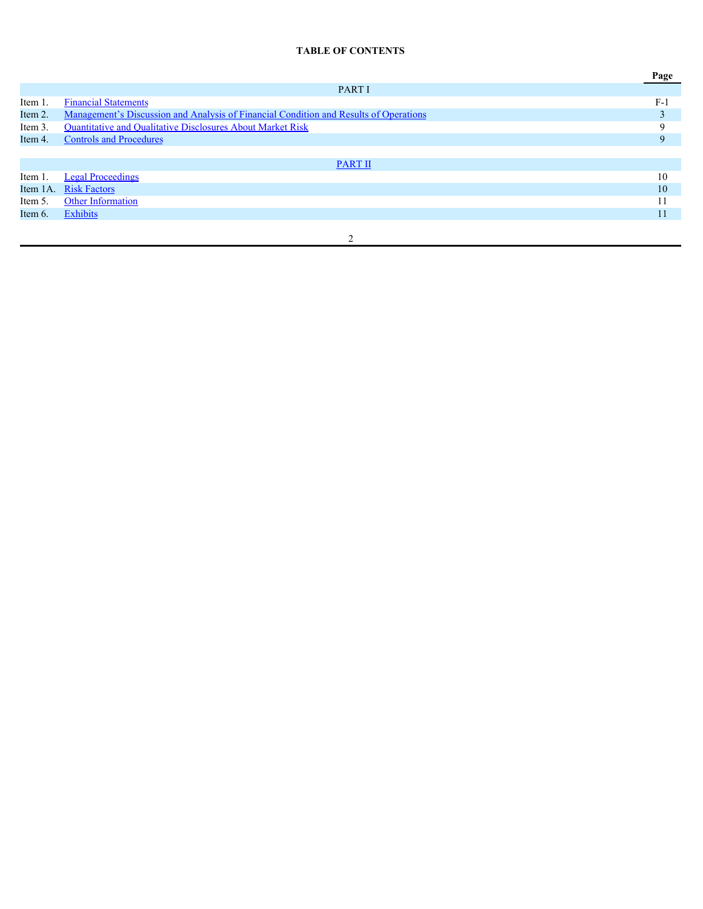**TABLE OF CONTENTS**

| | | Page |
|---|---|---|
| | PART I | |
| Item 1. | Financial Statements | F-1 |
| Item 2. | Management's Discussion and Analysis of Financial Condition and Results of Operations | 3 |
| Item 3. | Quantitative and Qualitative Disclosures About Market Risk | 9 |
| Item 4. | Controls and Procedures | 9 |
| | PART II | |
| Item 1. | Legal Proceedings | 10 |
| Item 1A. | Risk Factors | 10 |
| Item 5. | Other Information | 11 |
| Item 6. | Exhibits | 11 |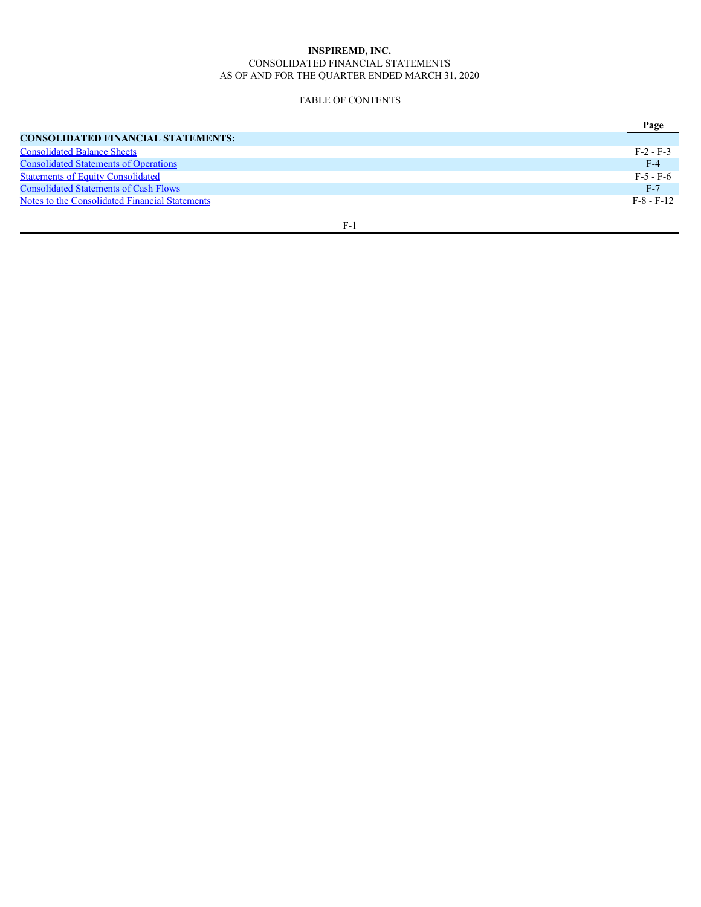**INSPIREMD, INC.**

CONSOLIDATED FINANCIAL STATEMENTS

AS OF AND FOR THE QUARTER ENDED MARCH 31, 2020

TABLE OF CONTENTS

| | Page |
|---|---|
| **CONSOLIDATED FINANCIAL STATEMENTS:** | |
| Consolidated Balance Sheets | F-2 - F-3 |
| Consolidated Statements of Operations | F-4 |
| Statements of Equity Consolidated | F-5 - F-6 |
| Consolidated Statements of Cash Flows | F-7 |
| Notes to the Consolidated Financial Statements | F-8 - F-12 |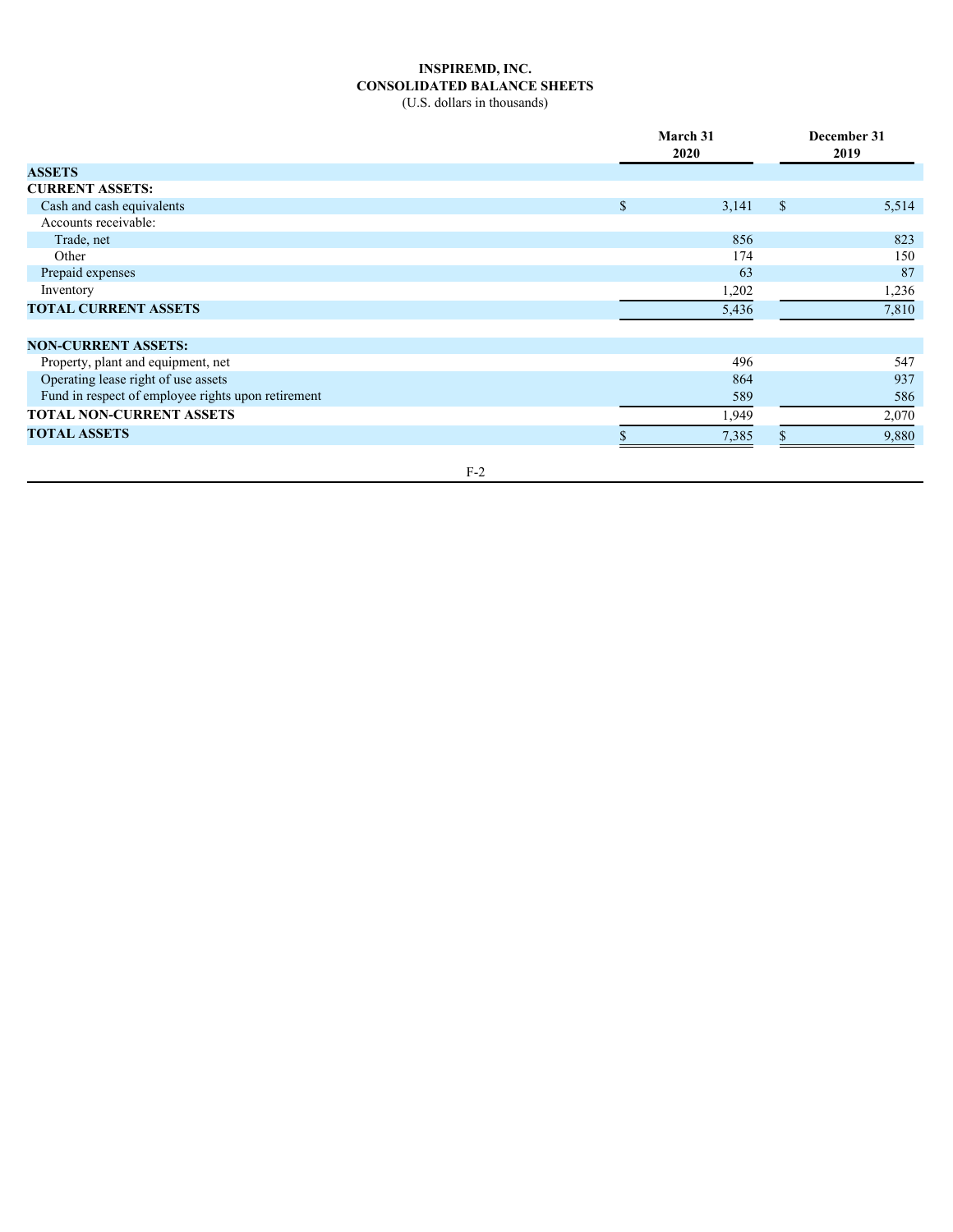# INSPIREMD, INC.
## CONSOLIDATED BALANCE SHEETS
(U.S. dollars in thousands)

| | March 31 2020 | December 31 2019 |
|---|---|---|
| **ASSETS** | | |
| **CURRENT ASSETS:** | | |
| Cash and cash equivalents | $ 3,141 | $ 5,514 |
| Accounts receivable: | | |
| Trade, net | 856 | 823 |
| Other | 174 | 150 |
| Prepaid expenses | 63 | 87 |
| Inventory | 1,202 | 1,236 |
| **TOTAL CURRENT ASSETS** | 5,436 | 7,810 |
| | | |
| **NON-CURRENT ASSETS:** | | |
| Property, plant and equipment, net | 496 | 547 |
| Operating lease right of use assets | 864 | 937 |
| Fund in respect of employee rights upon retirement | 589 | 586 |
| **TOTAL NON-CURRENT ASSETS** | 1,949 | 2,070 |
| **TOTAL ASSETS** | $ 7,385 | $ 9,880 |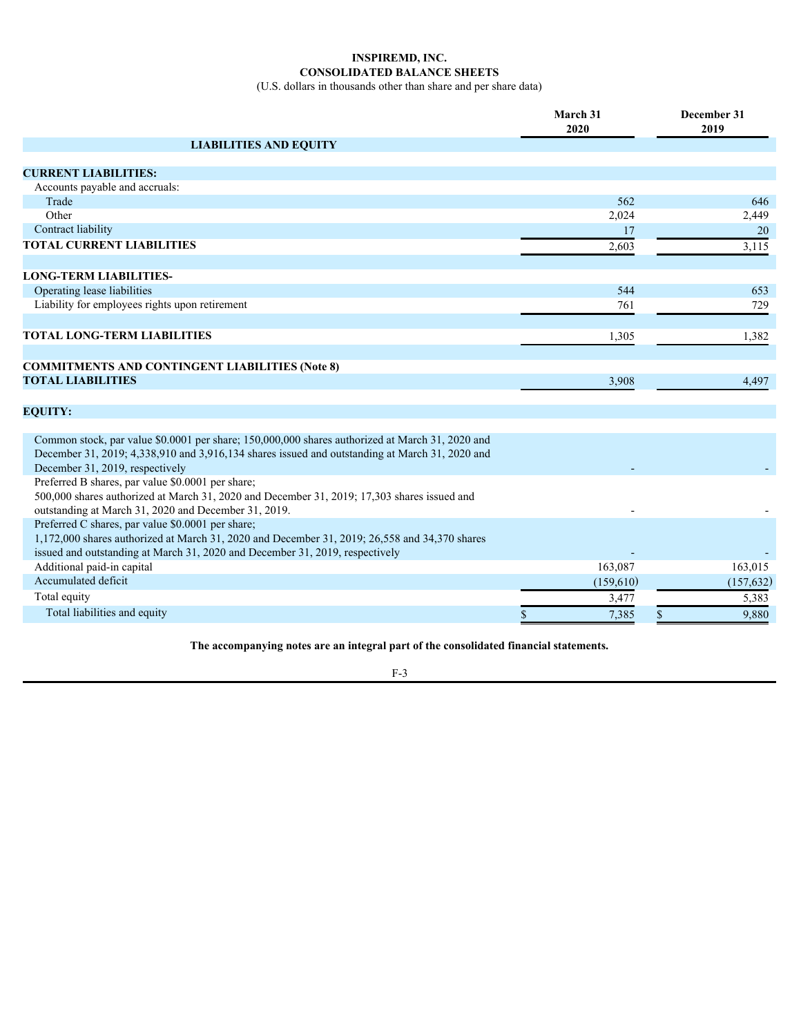# INSPIREMD, INC.
## CONSOLIDATED BALANCE SHEETS
(U.S. dollars in thousands other than share and per share data)

| | March 31 2020 | December 31 2019 |
|---|---|---|
| **LIABILITIES AND EQUITY** | | |
| | | |
| **CURRENT LIABILITIES:** | | |
| Accounts payable and accruals: | | |
| Trade | 562 | 646 |
| Other | 2,024 | 2,449 |
| Contract liability | 17 | 20 |
| **TOTAL CURRENT LIABILITIES** | 2,603 | 3,115 |
| | | |
| **LONG-TERM LIABILITIES-** | | |
| Operating lease liabilities | 544 | 653 |
| Liability for employees rights upon retirement | 761 | 729 |
| | | |
| **TOTAL LONG-TERM LIABILITIES** | 1,305 | 1,382 |
| | | |
| **COMMITMENTS AND CONTINGENT LIABILITIES (Note 8)** | | |
| **TOTAL LIABILITIES** | 3,908 | 4,497 |
| | | |
| **EQUITY:** | | |
| | | |
| Common stock, par value $0.0001 per share; 150,000,000 shares authorized at March 31, 2020 and December 31, 2019; 4,338,910 and 3,916,134 shares issued and outstanding at March 31, 2020 and December 31, 2019, respectively | - | - |
| Preferred B shares, par value $0.0001 per share; 500,000 shares authorized at March 31, 2020 and December 31, 2019; 17,303 shares issued and outstanding at March 31, 2020 and December 31, 2019. | - | - |
| Preferred C shares, par value $0.0001 per share; 1,172,000 shares authorized at March 31, 2020 and December 31, 2019; 26,558 and 34,370 shares issued and outstanding at March 31, 2020 and December 31, 2019, respectively | - | - |
| Additional paid-in capital | 163,087 | 163,015 |
| Accumulated deficit | (159,610) | (157,632) |
| Total equity | 3,477 | 5,383 |
| Total liabilities and equity | $ 7,385 | $ 9,880 |

**The accompanying notes are an integral part of the consolidated financial statements.**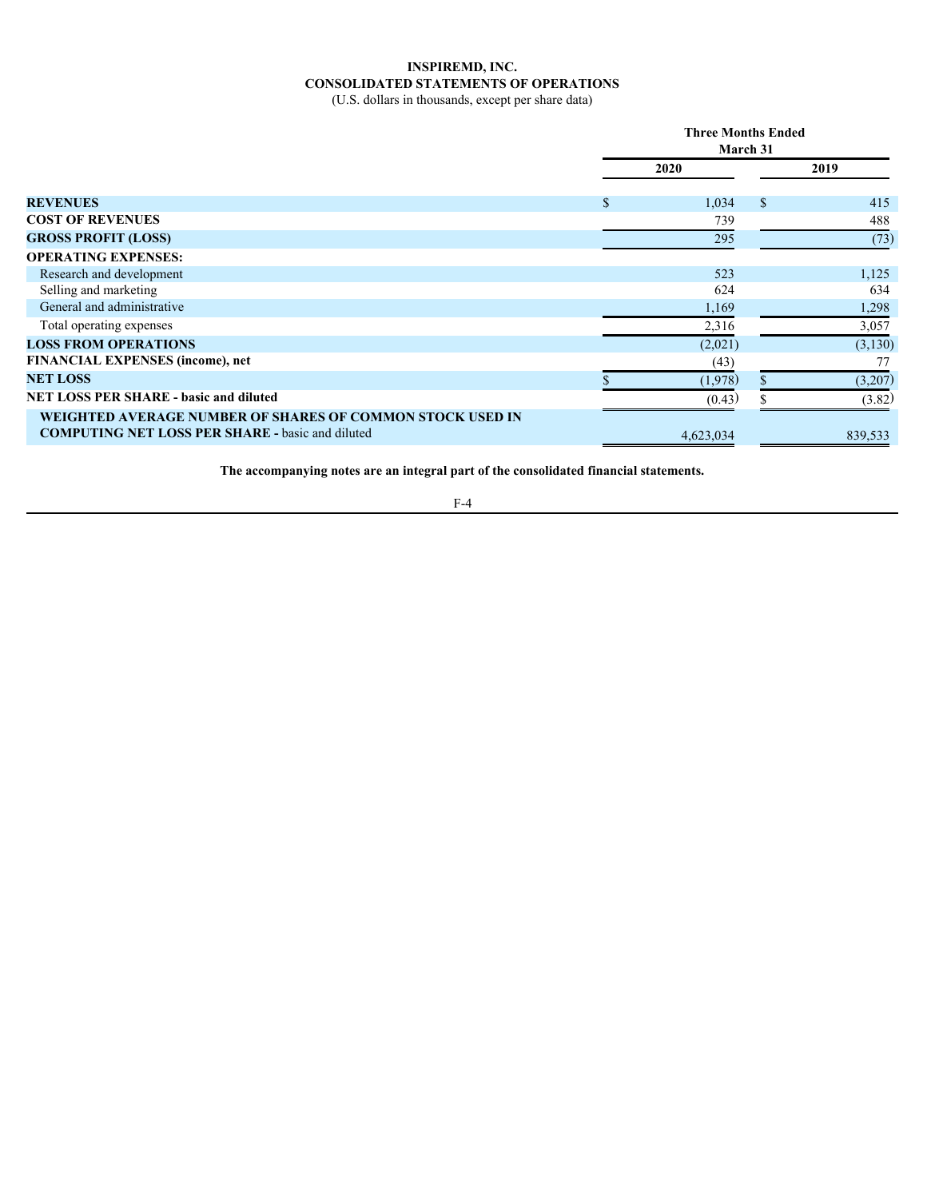# INSPIREMD, INC.

## CONSOLIDATED STATEMENTS OF OPERATIONS

(U.S. dollars in thousands, except per share data)

| | Three Months Ended March 31 | |
|---|---|---|
| | 2020 | 2019 |
| **REVENUES** | $ 1,034 | $ 415 |
| **COST OF REVENUES** | 739 | 488 |
| **GROSS PROFIT (LOSS)** | 295 | (73) |
| **OPERATING EXPENSES:** | | |
| Research and development | 523 | 1,125 |
| Selling and marketing | 624 | 634 |
| General and administrative | 1,169 | 1,298 |
| Total operating expenses | 2,316 | 3,057 |
| **LOSS FROM OPERATIONS** | (2,021) | (3,130) |
| **FINANCIAL EXPENSES (income), net** | (43) | 77 |
| **NET LOSS** | $ (1,978) | $ (3,207) |
| **NET LOSS PER SHARE - basic and diluted** | (0.43) | $ (3.82) |
| **WEIGHTED AVERAGE NUMBER OF SHARES OF COMMON STOCK USED IN COMPUTING NET LOSS PER SHARE -** basic and diluted | 4,623,034 | 839,533 |

**The accompanying notes are an integral part of the consolidated financial statements.**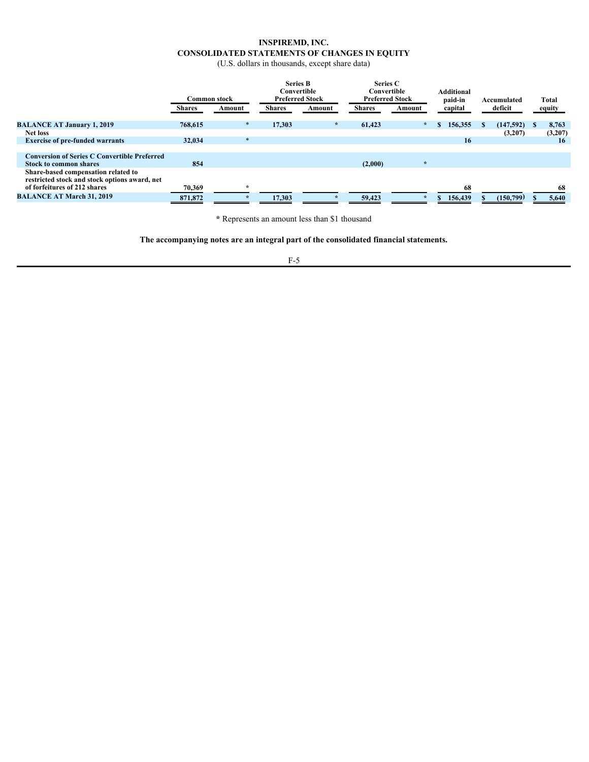# INSPIREMD, INC.

## CONSOLIDATED STATEMENTS OF CHANGES IN EQUITY

(U.S. dollars in thousands, except share data)

| | Common stock | | Series B Convertible Preferred Stock | | Series C Convertible Preferred Stock | | Additional paid-in | Accumulated | Total |
|---|---|---|---|---|---|---|---|---|---|
| | Shares | Amount | Shares | Amount | Shares | Amount | capital | deficit | equity |
| **BALANCE AT January 1, 2019** | 768,615 | * | 17,303 | * | 61,423 | * | $ 156,355 | $ (147,592) | $ 8,763 |
| Net loss | | | | | | | | (3,207) | (3,207) |
| Exercise of pre-funded warrants | 32,034 | * | | | | | 16 | | 16 |
| Conversion of Series C Convertible Preferred Stock to common shares | 854 | | | | (2,000) | * | | | |
| Share-based compensation related to restricted stock and stock options award, net of forfeitures of 212 shares | 70,369 | * | | | | | 68 | | 68 |
| **BALANCE AT March 31, 2019** | 871,872 | * | 17,303 | * | 59,423 | * | $ 156,439 | $ (150,799) | $ 5,640 |

\* Represents an amount less than $1 thousand

**The accompanying notes are an integral part of the consolidated financial statements.**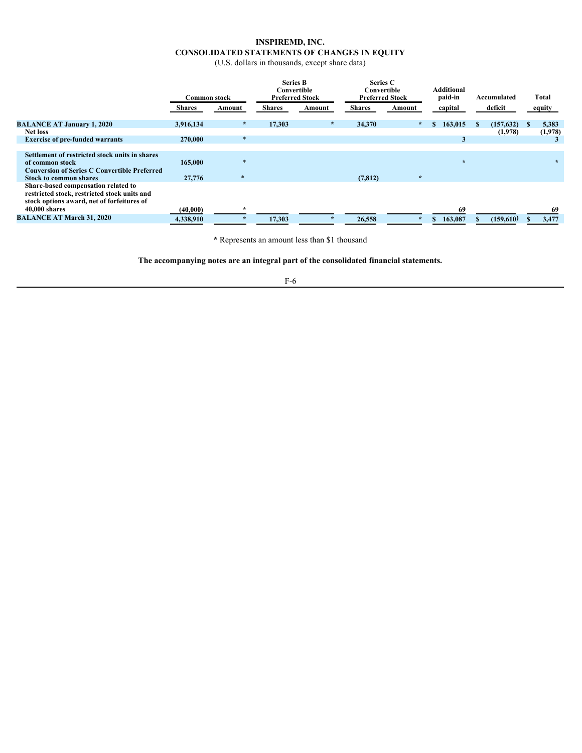# INSPIREMD, INC.
## CONSOLIDATED STATEMENTS OF CHANGES IN EQUITY
(U.S. dollars in thousands, except share data)

| | Common stock | | Series B Convertible Preferred Stock | | Series C Convertible Preferred Stock | | Additional paid-in | Accumulated | Total |
|---|---|---|---|---|---|---|---|---|---|
| | Shares | Amount | Shares | Amount | Shares | Amount | capital | deficit | equity |
| **BALANCE AT January 1, 2020** | 3,916,134 | * | 17,303 | * | 34,370 | * | $ 163,015 | $ (157,632) | $ 5,383 |
| **Net loss** | | | | | | | | (1,978) | (1,978) |
| **Exercise of pre-funded warrants** | 270,000 | * | | | | | 3 | | 3 |
| **Settlement of restricted stock units in shares of common stock** | 165,000 | * | | | | | * | | * |
| **Conversion of Series C Convertible Preferred Stock to common shares** | 27,776 | * | | | (7,812) | * | | | |
| **Share-based compensation related to restricted stock, restricted stock units and stock options award, net of forfeitures of 40,000 shares** | (40,000) | * | | | | | 69 | | 69 |
| **BALANCE AT March 31, 2020** | 4,338,910 | * | 17,303 | * | 26,558 | * | $ 163,087 | $ (159,610) | $ 3,477 |

\* Represents an amount less than $1 thousand

**The accompanying notes are an integral part of the consolidated financial statements.**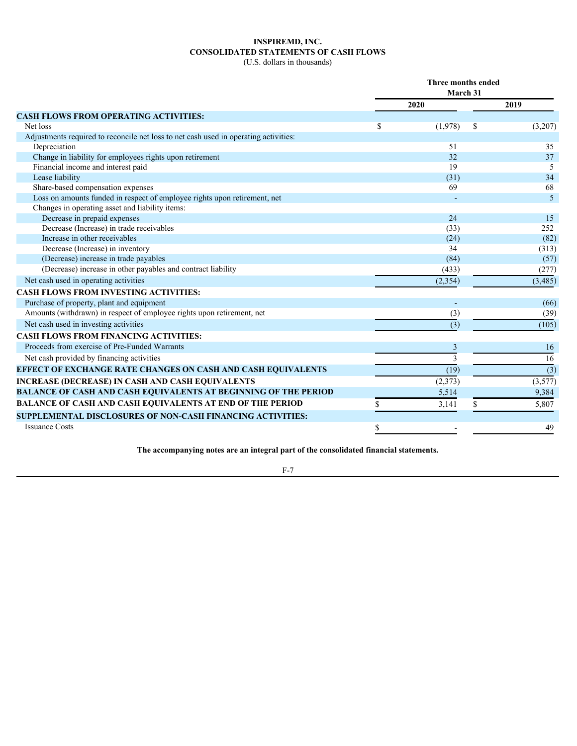# INSPIREMD, INC.
## CONSOLIDATED STATEMENTS OF CASH FLOWS
(U.S. dollars in thousands)

| | Three months ended March 31 | |
|---|---|---|
| | 2020 | 2019 |
| **CASH FLOWS FROM OPERATING ACTIVITIES:** | | |
| Net loss | $ (1,978) | $ (3,207) |
| Adjustments required to reconcile net loss to net cash used in operating activities: | | |
| Depreciation | 51 | 35 |
| Change in liability for employees rights upon retirement | 32 | 37 |
| Financial income and interest paid | 19 | 5 |
| Lease liability | (31) | 34 |
| Share-based compensation expenses | 69 | 68 |
| Loss on amounts funded in respect of employee rights upon retirement, net | - | 5 |
| Changes in operating asset and liability items: | | |
| Decrease in prepaid expenses | 24 | 15 |
| Decrease (Increase) in trade receivables | (33) | 252 |
| Increase in other receivables | (24) | (82) |
| Decrease (Increase) in inventory | 34 | (313) |
| (Decrease) increase in trade payables | (84) | (57) |
| (Decrease) increase in other payables and contract liability | (433) | (277) |
| Net cash used in operating activities | (2,354) | (3,485) |
| **CASH FLOWS FROM INVESTING ACTIVITIES:** | | |
| Purchase of property, plant and equipment | - | (66) |
| Amounts (withdrawn) in respect of employee rights upon retirement, net | (3) | (39) |
| Net cash used in investing activities | (3) | (105) |
| **CASH FLOWS FROM FINANCING ACTIVITIES:** | | |
| Proceeds from exercise of Pre-Funded Warrants | 3 | 16 |
| Net cash provided by financing activities | 3 | 16 |
| **EFFECT OF EXCHANGE RATE CHANGES ON CASH AND CASH EQUIVALENTS** | (19) | (3) |
| **INCREASE (DECREASE) IN CASH AND CASH EQUIVALENTS** | (2,373) | (3,577) |
| **BALANCE OF CASH AND CASH EQUIVALENTS AT BEGINNING OF THE PERIOD** | 5,514 | 9,384 |
| **BALANCE OF CASH AND CASH EQUIVALENTS AT END OF THE PERIOD** | $ 3,141 | $ 5,807 |
| **SUPPLEMENTAL DISCLOSURES OF NON-CASH FINANCING ACTIVITIES:** | | |
| Issuance Costs | $ - | 49 |

**The accompanying notes are an integral part of the consolidated financial statements.**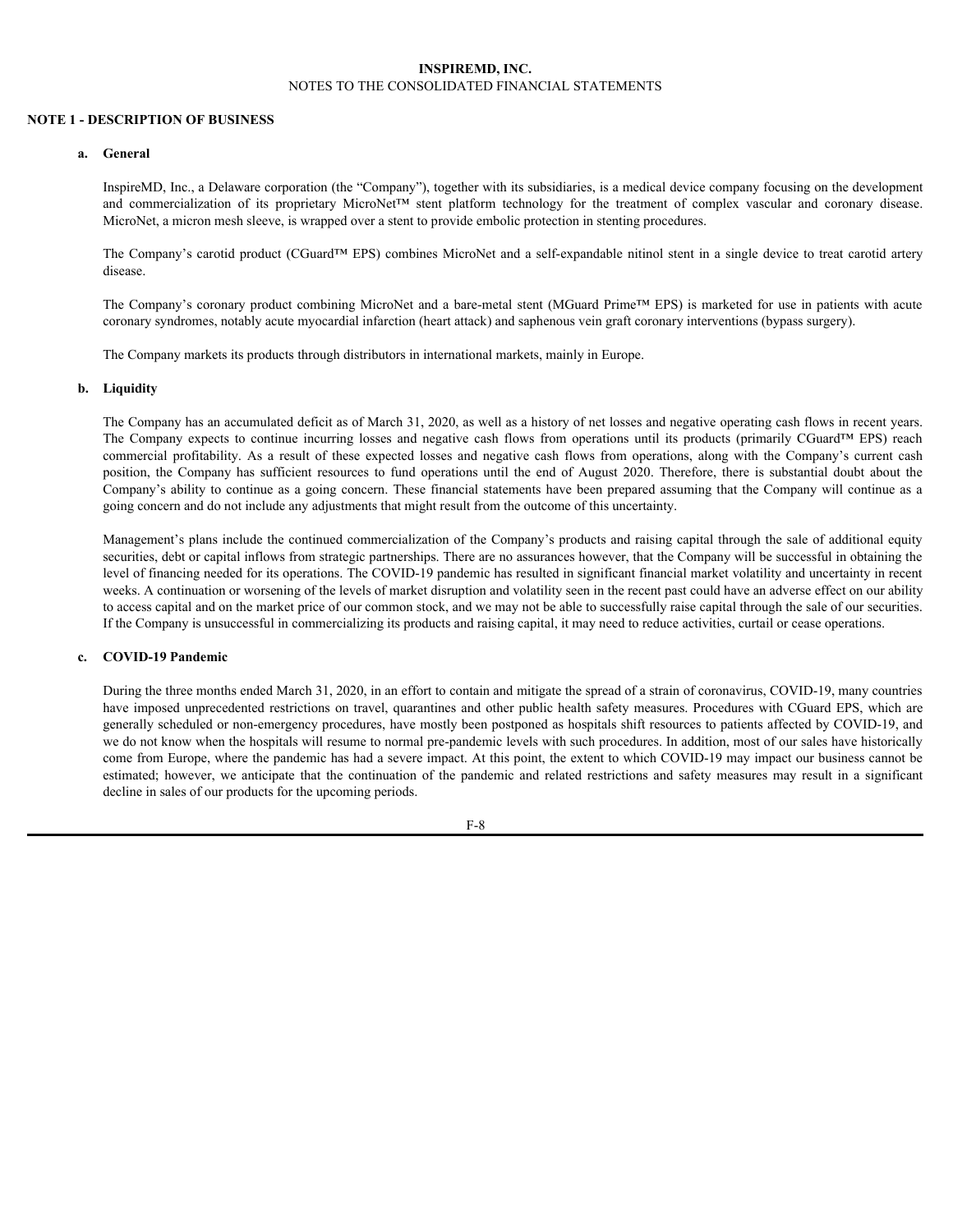**INSPIREMD, INC.**
NOTES TO THE CONSOLIDATED FINANCIAL STATEMENTS

## NOTE 1 - DESCRIPTION OF BUSINESS

### a. General

InspireMD, Inc., a Delaware corporation (the "Company"), together with its subsidiaries, is a medical device company focusing on the development and commercialization of its proprietary MicroNet™ stent platform technology for the treatment of complex vascular and coronary disease. MicroNet, a micron mesh sleeve, is wrapped over a stent to provide embolic protection in stenting procedures.

The Company's carotid product (CGuard™ EPS) combines MicroNet and a self-expandable nitinol stent in a single device to treat carotid artery disease.

The Company's coronary product combining MicroNet and a bare-metal stent (MGuard Prime™ EPS) is marketed for use in patients with acute coronary syndromes, notably acute myocardial infarction (heart attack) and saphenous vein graft coronary interventions (bypass surgery).

The Company markets its products through distributors in international markets, mainly in Europe.

### b. Liquidity

The Company has an accumulated deficit as of March 31, 2020, as well as a history of net losses and negative operating cash flows in recent years. The Company expects to continue incurring losses and negative cash flows from operations until its products (primarily CGuard™ EPS) reach commercial profitability. As a result of these expected losses and negative cash flows from operations, along with the Company's current cash position, the Company has sufficient resources to fund operations until the end of August 2020. Therefore, there is substantial doubt about the Company's ability to continue as a going concern. These financial statements have been prepared assuming that the Company will continue as a going concern and do not include any adjustments that might result from the outcome of this uncertainty.

Management's plans include the continued commercialization of the Company's products and raising capital through the sale of additional equity securities, debt or capital inflows from strategic partnerships. There are no assurances however, that the Company will be successful in obtaining the level of financing needed for its operations. The COVID-19 pandemic has resulted in significant financial market volatility and uncertainty in recent weeks. A continuation or worsening of the levels of market disruption and volatility seen in the recent past could have an adverse effect on our ability to access capital and on the market price of our common stock, and we may not be able to successfully raise capital through the sale of our securities. If the Company is unsuccessful in commercializing its products and raising capital, it may need to reduce activities, curtail or cease operations.

### c. COVID-19 Pandemic

During the three months ended March 31, 2020, in an effort to contain and mitigate the spread of a strain of coronavirus, COVID-19, many countries have imposed unprecedented restrictions on travel, quarantines and other public health safety measures. Procedures with CGuard EPS, which are generally scheduled or non-emergency procedures, have mostly been postponed as hospitals shift resources to patients affected by COVID-19, and we do not know when the hospitals will resume to normal pre-pandemic levels with such procedures. In addition, most of our sales have historically come from Europe, where the pandemic has had a severe impact. At this point, the extent to which COVID-19 may impact our business cannot be estimated; however, we anticipate that the continuation of the pandemic and related restrictions and safety measures may result in a significant decline in sales of our products for the upcoming periods.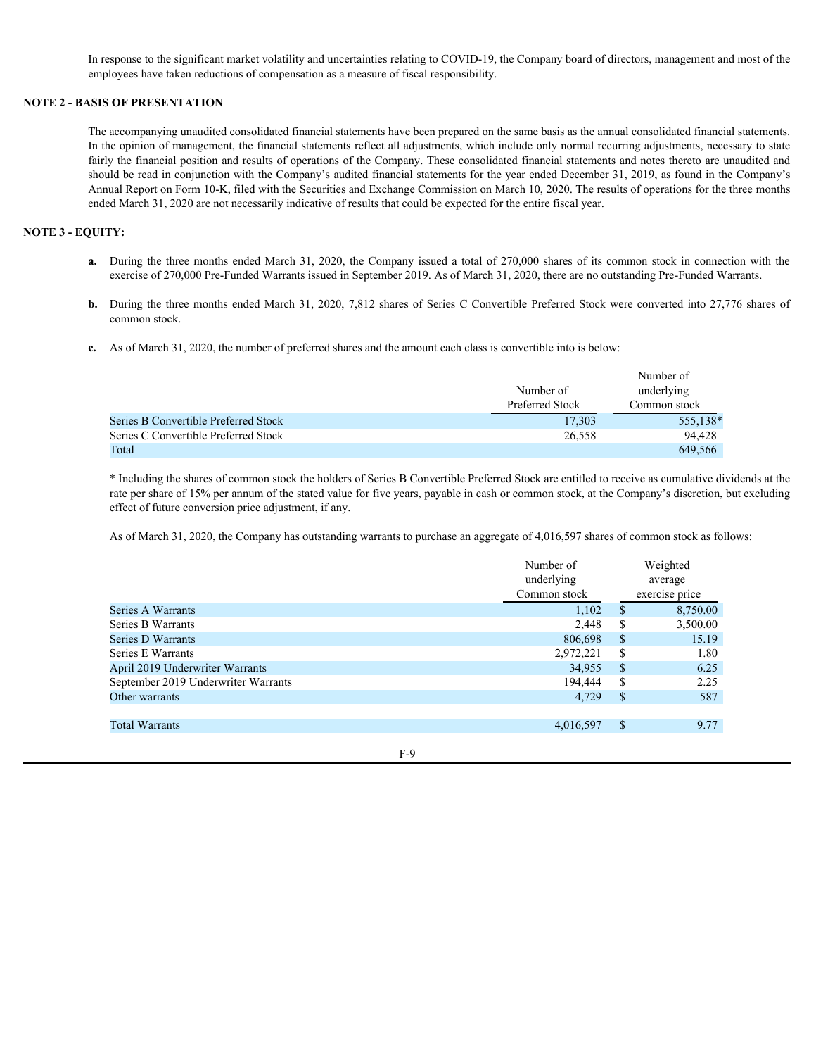In response to the significant market volatility and uncertainties relating to COVID-19, the Company board of directors, management and most of the employees have taken reductions of compensation as a measure of fiscal responsibility.

## NOTE 2 - BASIS OF PRESENTATION

The accompanying unaudited consolidated financial statements have been prepared on the same basis as the annual consolidated financial statements. In the opinion of management, the financial statements reflect all adjustments, which include only normal recurring adjustments, necessary to state fairly the financial position and results of operations of the Company. These consolidated financial statements and notes thereto are unaudited and should be read in conjunction with the Company's audited financial statements for the year ended December 31, 2019, as found in the Company's Annual Report on Form 10-K, filed with the Securities and Exchange Commission on March 10, 2020. The results of operations for the three months ended March 31, 2020 are not necessarily indicative of results that could be expected for the entire fiscal year.

## NOTE 3 - EQUITY:

**a.** During the three months ended March 31, 2020, the Company issued a total of 270,000 shares of its common stock in connection with the exercise of 270,000 Pre-Funded Warrants issued in September 2019. As of March 31, 2020, there are no outstanding Pre-Funded Warrants.

**b.** During the three months ended March 31, 2020, 7,812 shares of Series C Convertible Preferred Stock were converted into 27,776 shares of common stock.

**c.** As of March 31, 2020, the number of preferred shares and the amount each class is convertible into is below:

| | Number of Preferred Stock | Number of underlying Common stock |
|---|---|---|
| Series B Convertible Preferred Stock | 17,303 | 555,138* |
| Series C Convertible Preferred Stock | 26,558 | 94,428 |
| Total | | 649,566 |

* Including the shares of common stock the holders of Series B Convertible Preferred Stock are entitled to receive as cumulative dividends at the rate per share of 15% per annum of the stated value for five years, payable in cash or common stock, at the Company's discretion, but excluding effect of future conversion price adjustment, if any.

As of March 31, 2020, the Company has outstanding warrants to purchase an aggregate of 4,016,597 shares of common stock as follows:

| | Number of underlying Common stock | Weighted average exercise price |
|---|---|---|
| Series A Warrants | 1,102 | $ 8,750.00 |
| Series B Warrants | 2,448 | $ 3,500.00 |
| Series D Warrants | 806,698 | $ 15.19 |
| Series E Warrants | 2,972,221 | $ 1.80 |
| April 2019 Underwriter Warrants | 34,955 | $ 6.25 |
| September 2019 Underwriter Warrants | 194,444 | $ 2.25 |
| Other warrants | 4,729 | $ 587 |
| | | |
| Total Warrants | 4,016,597 | $ 9.77 |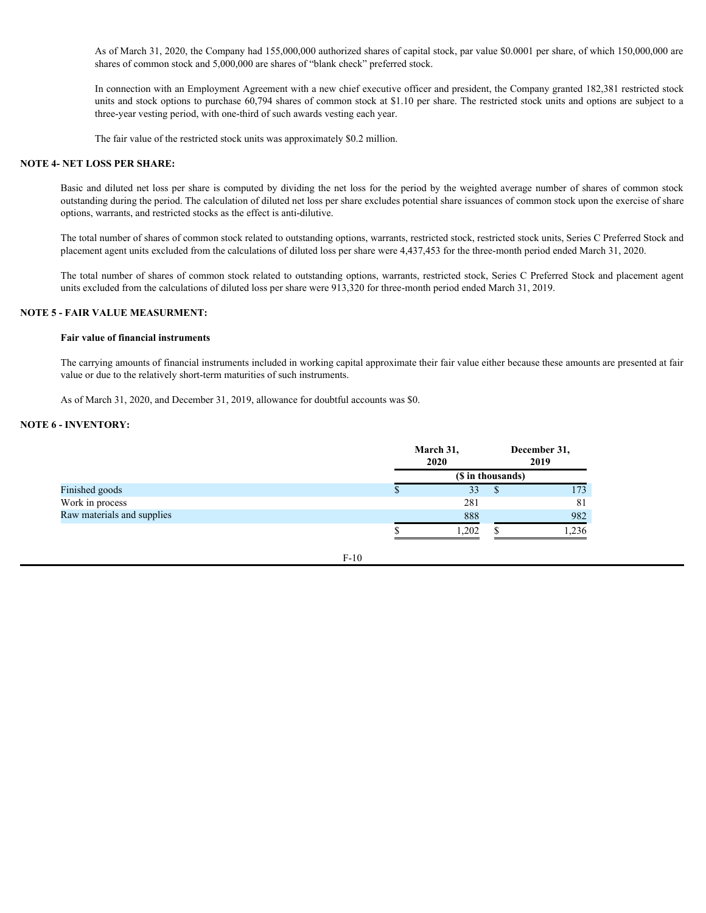As of March 31, 2020, the Company had 155,000,000 authorized shares of capital stock, par value $0.0001 per share, of which 150,000,000 are shares of common stock and 5,000,000 are shares of "blank check" preferred stock.

In connection with an Employment Agreement with a new chief executive officer and president, the Company granted 182,381 restricted stock units and stock options to purchase 60,794 shares of common stock at $1.10 per share. The restricted stock units and options are subject to a three-year vesting period, with one-third of such awards vesting each year.

The fair value of the restricted stock units was approximately $0.2 million.

## NOTE 4- NET LOSS PER SHARE:

Basic and diluted net loss per share is computed by dividing the net loss for the period by the weighted average number of shares of common stock outstanding during the period. The calculation of diluted net loss per share excludes potential share issuances of common stock upon the exercise of share options, warrants, and restricted stocks as the effect is anti-dilutive.

The total number of shares of common stock related to outstanding options, warrants, restricted stock, restricted stock units, Series C Preferred Stock and placement agent units excluded from the calculations of diluted loss per share were 4,437,453 for the three-month period ended March 31, 2020.

The total number of shares of common stock related to outstanding options, warrants, restricted stock, Series C Preferred Stock and placement agent units excluded from the calculations of diluted loss per share were 913,320 for three-month period ended March 31, 2019.

## NOTE 5 - FAIR VALUE MEASURMENT:

**Fair value of financial instruments**

The carrying amounts of financial instruments included in working capital approximate their fair value either because these amounts are presented at fair value or due to the relatively short-term maturities of such instruments.

As of March 31, 2020, and December 31, 2019, allowance for doubtful accounts was $0.

## NOTE 6 - INVENTORY:

| | March 31, 2020 | December 31, 2019 |
|---|---|---|
| | ($ in thousands) | |
| Finished goods | $ 33 | $ 173 |
| Work in process | 281 | 81 |
| Raw materials and supplies | 888 | 982 |
| | $ 1,202 | $ 1,236 |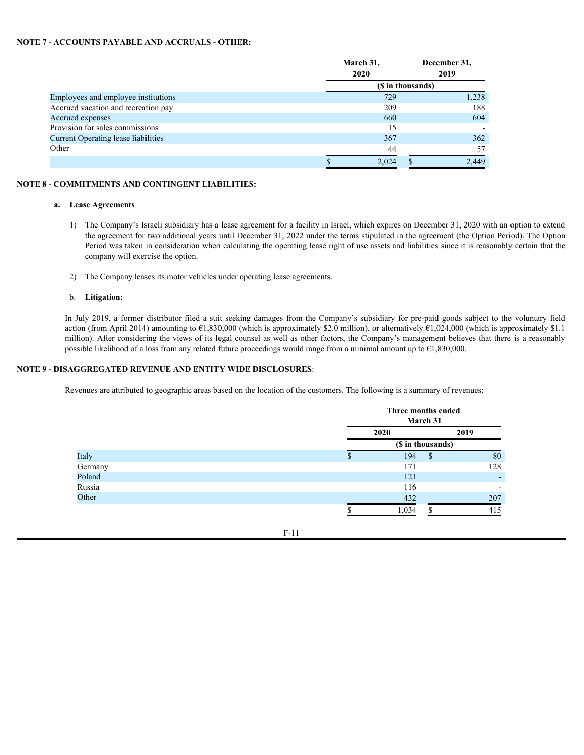## NOTE 7 - ACCOUNTS PAYABLE AND ACCRUALS - OTHER:

| | March 31, 2020 | December 31, 2019 |
|---|---|---|
| | ($ in thousands) | |
| Employees and employee institutions | 729 | 1,238 |
| Accrued vacation and recreation pay | 209 | 188 |
| Accrued expenses | 660 | 604 |
| Provision for sales commissions | 15 | - |
| Current Operating lease liabilities | 367 | 362 |
| Other | 44 | 57 |
| | $ 2,024 | $ 2,449 |

## NOTE 8 - COMMITMENTS AND CONTINGENT LIABILITIES:

### a. Lease Agreements

1) The Company's Israeli subsidiary has a lease agreement for a facility in Israel, which expires on December 31, 2020 with an option to extend the agreement for two additional years until December 31, 2022 under the terms stipulated in the agreement (the Option Period). The Option Period was taken in consideration when calculating the operating lease right of use assets and liabilities since it is reasonably certain that the company will exercise the option.

2) The Company leases its motor vehicles under operating lease agreements.

### b. Litigation:

In July 2019, a former distributor filed a suit seeking damages from the Company's subsidiary for pre-paid goods subject to the voluntary field action (from April 2014) amounting to €1,830,000 (which is approximately $2.0 million), or alternatively €1,024,000 (which is approximately $1.1 million). After considering the views of its legal counsel as well as other factors, the Company's management believes that there is a reasonably possible likelihood of a loss from any related future proceedings would range from a minimal amount up to €1,830,000.

## NOTE 9 - DISAGGREGATED REVENUE AND ENTITY WIDE DISCLOSURES:

Revenues are attributed to geographic areas based on the location of the customers. The following is a summary of revenues:

| | Three months ended March 31 | |
|---|---|---|
| | 2020 | 2019 |
| | ($ in thousands) | |
| Italy | $ 194 | $ 80 |
| Germany | 171 | 128 |
| Poland | 121 | - |
| Russia | 116 | - |
| Other | 432 | 207 |
| | $ 1,034 | $ 415 |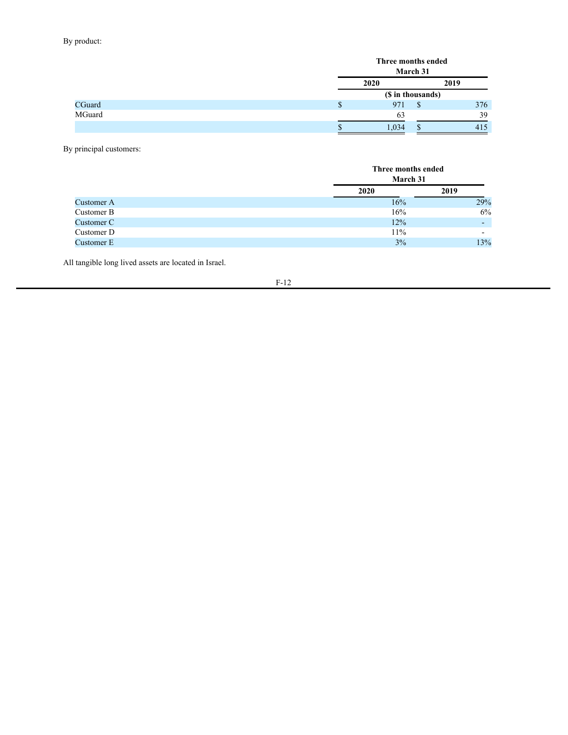By product:

| | Three months ended March 31 | |
|---|---|---|
| | 2020 | 2019 |
| | ($ in thousands) | |
| CGuard | $ 971 | $ 376 |
| MGuard | 63 | 39 |
| | $ 1,034 | $ 415 |

By principal customers:

| | Three months ended March 31 | |
|---|---|---|
| | 2020 | 2019 |
| Customer A | 16% | 29% |
| Customer B | 16% | 6% |
| Customer C | 12% | - |
| Customer D | 11% | - |
| Customer E | 3% | 13% |

All tangible long lived assets are located in Israel.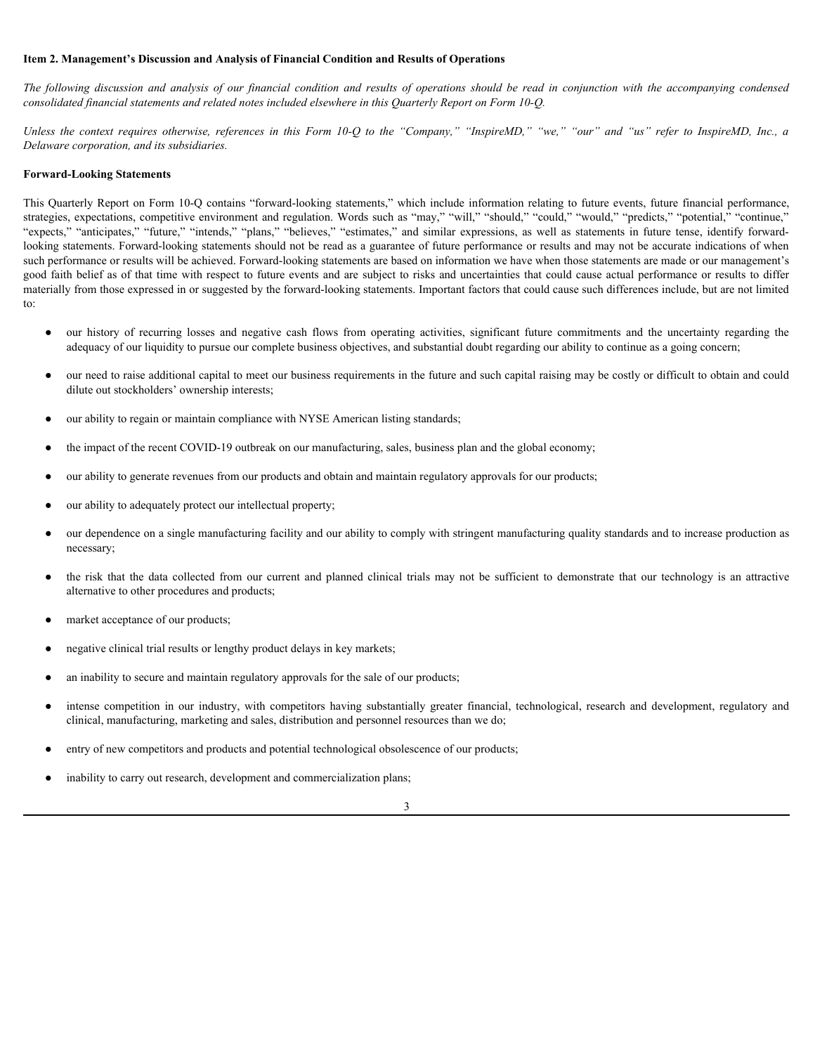**Item 2. Management's Discussion and Analysis of Financial Condition and Results of Operations**

*The following discussion and analysis of our financial condition and results of operations should be read in conjunction with the accompanying condensed consolidated financial statements and related notes included elsewhere in this Quarterly Report on Form 10-Q.*

*Unless the context requires otherwise, references in this Form 10-Q to the "Company," "InspireMD," "we," "our" and "us" refer to InspireMD, Inc., a Delaware corporation, and its subsidiaries.*

**Forward-Looking Statements**

This Quarterly Report on Form 10-Q contains "forward-looking statements," which include information relating to future events, future financial performance, strategies, expectations, competitive environment and regulation. Words such as "may," "will," "should," "could," "would," "predicts," "potential," "continue," "expects," "anticipates," "future," "intends," "plans," "believes," "estimates," and similar expressions, as well as statements in future tense, identify forward-looking statements. Forward-looking statements should not be read as a guarantee of future performance or results and may not be accurate indications of when such performance or results will be achieved. Forward-looking statements are based on information we have when those statements are made or our management's good faith belief as of that time with respect to future events and are subject to risks and uncertainties that could cause actual performance or results to differ materially from those expressed in or suggested by the forward-looking statements. Important factors that could cause such differences include, but are not limited to:

- our history of recurring losses and negative cash flows from operating activities, significant future commitments and the uncertainty regarding the adequacy of our liquidity to pursue our complete business objectives, and substantial doubt regarding our ability to continue as a going concern;
- our need to raise additional capital to meet our business requirements in the future and such capital raising may be costly or difficult to obtain and could dilute out stockholders' ownership interests;
- our ability to regain or maintain compliance with NYSE American listing standards;
- the impact of the recent COVID-19 outbreak on our manufacturing, sales, business plan and the global economy;
- our ability to generate revenues from our products and obtain and maintain regulatory approvals for our products;
- our ability to adequately protect our intellectual property;
- our dependence on a single manufacturing facility and our ability to comply with stringent manufacturing quality standards and to increase production as necessary;
- the risk that the data collected from our current and planned clinical trials may not be sufficient to demonstrate that our technology is an attractive alternative to other procedures and products;
- market acceptance of our products;
- negative clinical trial results or lengthy product delays in key markets;
- an inability to secure and maintain regulatory approvals for the sale of our products;
- intense competition in our industry, with competitors having substantially greater financial, technological, research and development, regulatory and clinical, manufacturing, marketing and sales, distribution and personnel resources than we do;
- entry of new competitors and products and potential technological obsolescence of our products;
- inability to carry out research, development and commercialization plans;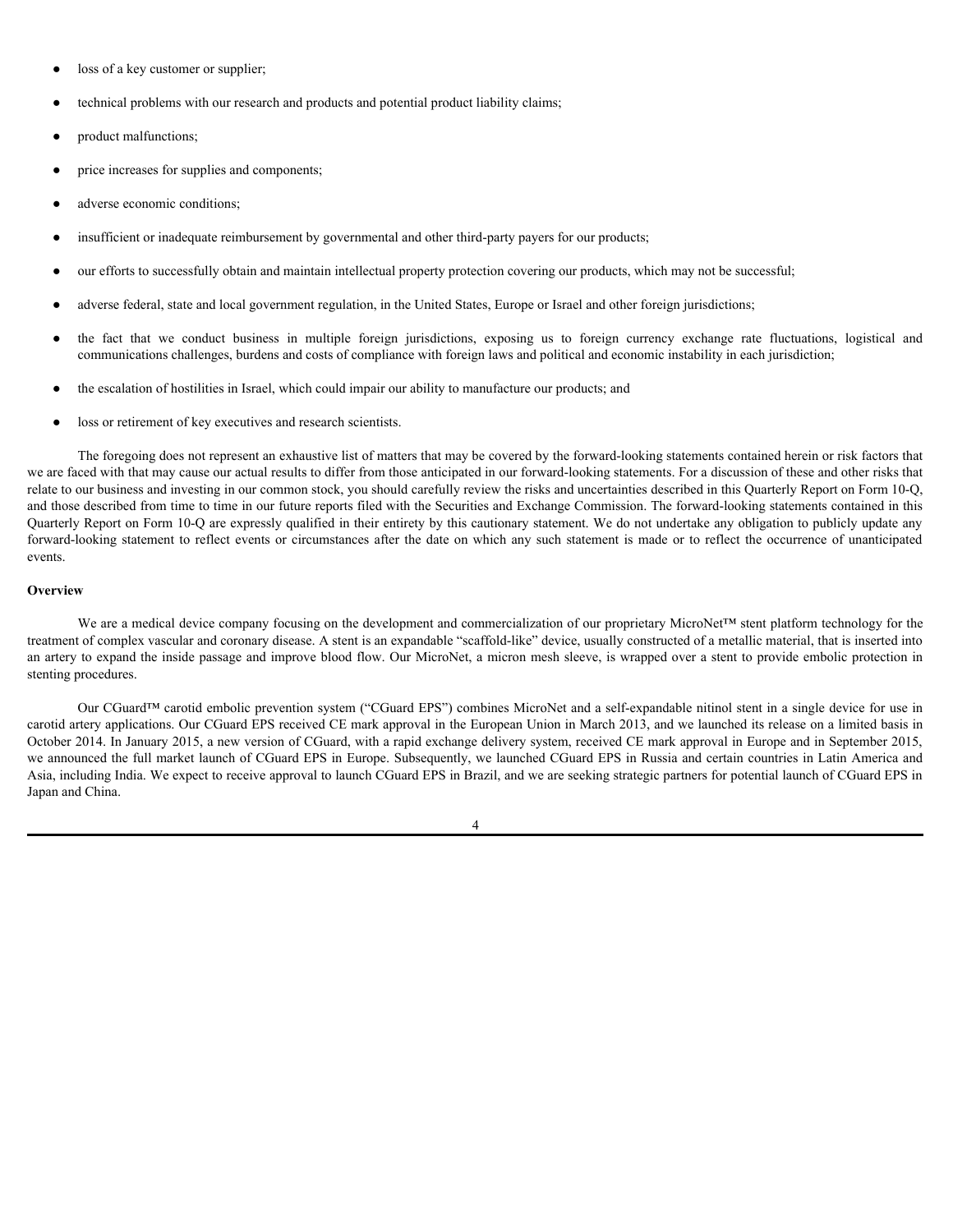- loss of a key customer or supplier;
- technical problems with our research and products and potential product liability claims;
- product malfunctions;
- price increases for supplies and components;
- adverse economic conditions;
- insufficient or inadequate reimbursement by governmental and other third-party payers for our products;
- our efforts to successfully obtain and maintain intellectual property protection covering our products, which may not be successful;
- adverse federal, state and local government regulation, in the United States, Europe or Israel and other foreign jurisdictions;
- the fact that we conduct business in multiple foreign jurisdictions, exposing us to foreign currency exchange rate fluctuations, logistical and communications challenges, burdens and costs of compliance with foreign laws and political and economic instability in each jurisdiction;
- the escalation of hostilities in Israel, which could impair our ability to manufacture our products; and
- loss or retirement of key executives and research scientists.

The foregoing does not represent an exhaustive list of matters that may be covered by the forward-looking statements contained herein or risk factors that we are faced with that may cause our actual results to differ from those anticipated in our forward-looking statements. For a discussion of these and other risks that relate to our business and investing in our common stock, you should carefully review the risks and uncertainties described in this Quarterly Report on Form 10-Q, and those described from time to time in our future reports filed with the Securities and Exchange Commission. The forward-looking statements contained in this Quarterly Report on Form 10-Q are expressly qualified in their entirety by this cautionary statement. We do not undertake any obligation to publicly update any forward-looking statement to reflect events or circumstances after the date on which any such statement is made or to reflect the occurrence of unanticipated events.

**Overview**

We are a medical device company focusing on the development and commercialization of our proprietary MicroNet™ stent platform technology for the treatment of complex vascular and coronary disease. A stent is an expandable "scaffold-like" device, usually constructed of a metallic material, that is inserted into an artery to expand the inside passage and improve blood flow. Our MicroNet, a micron mesh sleeve, is wrapped over a stent to provide embolic protection in stenting procedures.

Our CGuard™ carotid embolic prevention system ("CGuard EPS") combines MicroNet and a self-expandable nitinol stent in a single device for use in carotid artery applications. Our CGuard EPS received CE mark approval in the European Union in March 2013, and we launched its release on a limited basis in October 2014. In January 2015, a new version of CGuard, with a rapid exchange delivery system, received CE mark approval in Europe and in September 2015, we announced the full market launch of CGuard EPS in Europe. Subsequently, we launched CGuard EPS in Russia and certain countries in Latin America and Asia, including India. We expect to receive approval to launch CGuard EPS in Brazil, and we are seeking strategic partners for potential launch of CGuard EPS in Japan and China.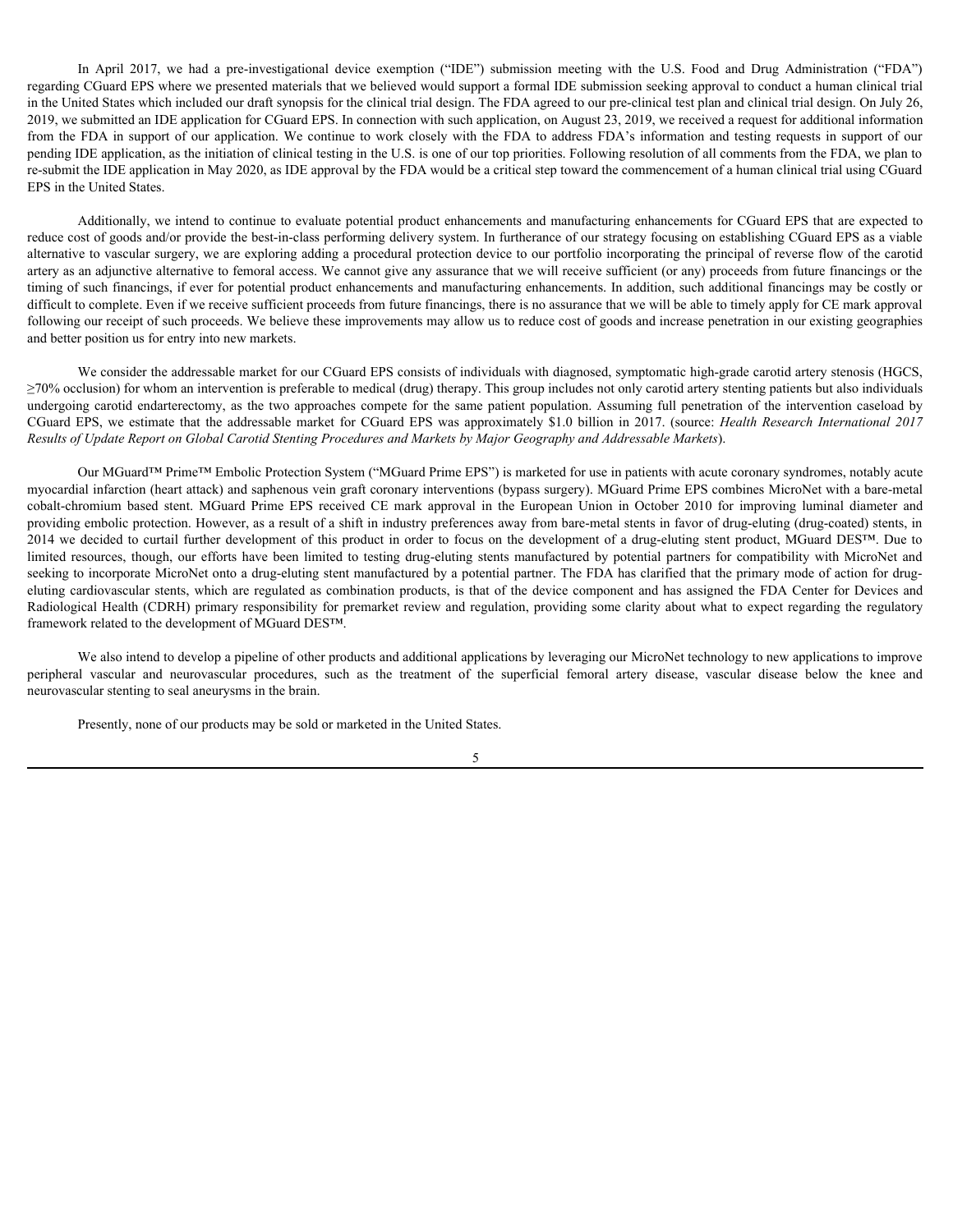In April 2017, we had a pre-investigational device exemption ("IDE") submission meeting with the U.S. Food and Drug Administration ("FDA") regarding CGuard EPS where we presented materials that we believed would support a formal IDE submission seeking approval to conduct a human clinical trial in the United States which included our draft synopsis for the clinical trial design. The FDA agreed to our pre-clinical test plan and clinical trial design. On July 26, 2019, we submitted an IDE application for CGuard EPS. In connection with such application, on August 23, 2019, we received a request for additional information from the FDA in support of our application. We continue to work closely with the FDA to address FDA's information and testing requests in support of our pending IDE application, as the initiation of clinical testing in the U.S. is one of our top priorities. Following resolution of all comments from the FDA, we plan to re-submit the IDE application in May 2020, as IDE approval by the FDA would be a critical step toward the commencement of a human clinical trial using CGuard EPS in the United States.

Additionally, we intend to continue to evaluate potential product enhancements and manufacturing enhancements for CGuard EPS that are expected to reduce cost of goods and/or provide the best-in-class performing delivery system. In furtherance of our strategy focusing on establishing CGuard EPS as a viable alternative to vascular surgery, we are exploring adding a procedural protection device to our portfolio incorporating the principal of reverse flow of the carotid artery as an adjunctive alternative to femoral access. We cannot give any assurance that we will receive sufficient (or any) proceeds from future financings or the timing of such financings, if ever for potential product enhancements and manufacturing enhancements. In addition, such additional financings may be costly or difficult to complete. Even if we receive sufficient proceeds from future financings, there is no assurance that we will be able to timely apply for CE mark approval following our receipt of such proceeds. We believe these improvements may allow us to reduce cost of goods and increase penetration in our existing geographies and better position us for entry into new markets.

We consider the addressable market for our CGuard EPS consists of individuals with diagnosed, symptomatic high-grade carotid artery stenosis (HGCS, ≥70% occlusion) for whom an intervention is preferable to medical (drug) therapy. This group includes not only carotid artery stenting patients but also individuals undergoing carotid endarterectomy, as the two approaches compete for the same patient population. Assuming full penetration of the intervention caseload by CGuard EPS, we estimate that the addressable market for CGuard EPS was approximately $1.0 billion in 2017. (source: *Health Research International 2017 Results of Update Report on Global Carotid Stenting Procedures and Markets by Major Geography and Addressable Markets*).

Our MGuard™ Prime™ Embolic Protection System ("MGuard Prime EPS") is marketed for use in patients with acute coronary syndromes, notably acute myocardial infarction (heart attack) and saphenous vein graft coronary interventions (bypass surgery). MGuard Prime EPS combines MicroNet with a bare-metal cobalt-chromium based stent. MGuard Prime EPS received CE mark approval in the European Union in October 2010 for improving luminal diameter and providing embolic protection. However, as a result of a shift in industry preferences away from bare-metal stents in favor of drug-eluting (drug-coated) stents, in 2014 we decided to curtail further development of this product in order to focus on the development of a drug-eluting stent product, MGuard DES™. Due to limited resources, though, our efforts have been limited to testing drug-eluting stents manufactured by potential partners for compatibility with MicroNet and seeking to incorporate MicroNet onto a drug-eluting stent manufactured by a potential partner. The FDA has clarified that the primary mode of action for drug-eluting cardiovascular stents, which are regulated as combination products, is that of the device component and has assigned the FDA Center for Devices and Radiological Health (CDRH) primary responsibility for premarket review and regulation, providing some clarity about what to expect regarding the regulatory framework related to the development of MGuard DES™.

We also intend to develop a pipeline of other products and additional applications by leveraging our MicroNet technology to new applications to improve peripheral vascular and neurovascular procedures, such as the treatment of the superficial femoral artery disease, vascular disease below the knee and neurovascular stenting to seal aneurysms in the brain.

Presently, none of our products may be sold or marketed in the United States.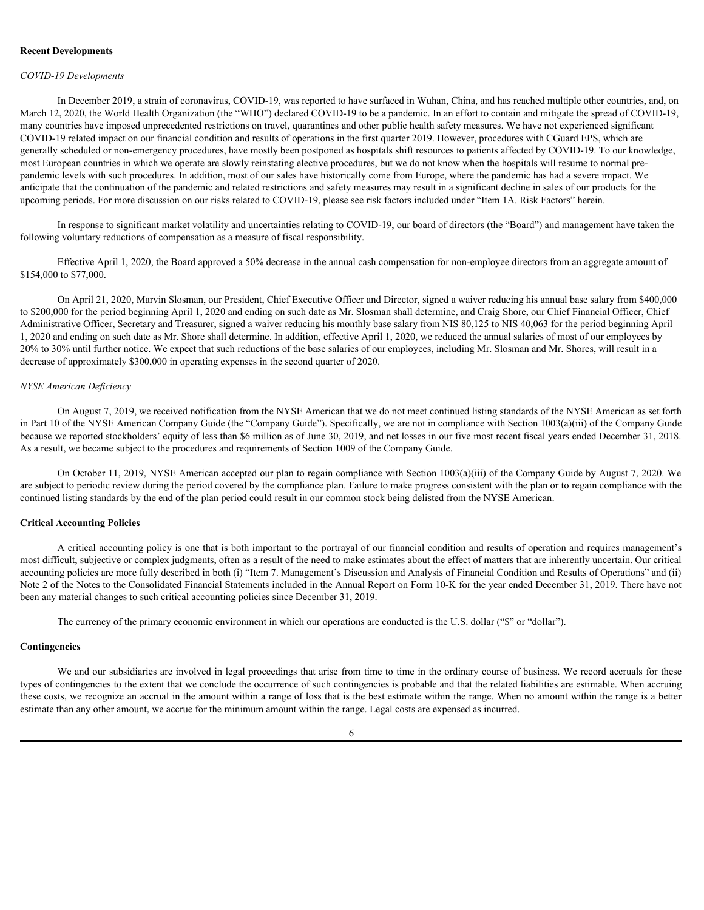**Recent Developments**

*COVID-19 Developments*

In December 2019, a strain of coronavirus, COVID-19, was reported to have surfaced in Wuhan, China, and has reached multiple other countries, and, on March 12, 2020, the World Health Organization (the "WHO") declared COVID-19 to be a pandemic. In an effort to contain and mitigate the spread of COVID-19, many countries have imposed unprecedented restrictions on travel, quarantines and other public health safety measures. We have not experienced significant COVID-19 related impact on our financial condition and results of operations in the first quarter 2019. However, procedures with CGuard EPS, which are generally scheduled or non-emergency procedures, have mostly been postponed as hospitals shift resources to patients affected by COVID-19. To our knowledge, most European countries in which we operate are slowly reinstating elective procedures, but we do not know when the hospitals will resume to normal pre-pandemic levels with such procedures. In addition, most of our sales have historically come from Europe, where the pandemic has had a severe impact. We anticipate that the continuation of the pandemic and related restrictions and safety measures may result in a significant decline in sales of our products for the upcoming periods. For more discussion on our risks related to COVID-19, please see risk factors included under "Item 1A. Risk Factors" herein.

In response to significant market volatility and uncertainties relating to COVID-19, our board of directors (the "Board") and management have taken the following voluntary reductions of compensation as a measure of fiscal responsibility.

Effective April 1, 2020, the Board approved a 50% decrease in the annual cash compensation for non-employee directors from an aggregate amount of $154,000 to $77,000.

On April 21, 2020, Marvin Slosman, our President, Chief Executive Officer and Director, signed a waiver reducing his annual base salary from $400,000 to $200,000 for the period beginning April 1, 2020 and ending on such date as Mr. Slosman shall determine, and Craig Shore, our Chief Financial Officer, Chief Administrative Officer, Secretary and Treasurer, signed a waiver reducing his monthly base salary from NIS 80,125 to NIS 40,063 for the period beginning April 1, 2020 and ending on such date as Mr. Shore shall determine. In addition, effective April 1, 2020, we reduced the annual salaries of most of our employees by 20% to 30% until further notice. We expect that such reductions of the base salaries of our employees, including Mr. Slosman and Mr. Shores, will result in a decrease of approximately $300,000 in operating expenses in the second quarter of 2020.

*NYSE American Deficiency*

On August 7, 2019, we received notification from the NYSE American that we do not meet continued listing standards of the NYSE American as set forth in Part 10 of the NYSE American Company Guide (the "Company Guide"). Specifically, we are not in compliance with Section 1003(a)(iii) of the Company Guide because we reported stockholders' equity of less than $6 million as of June 30, 2019, and net losses in our five most recent fiscal years ended December 31, 2018. As a result, we became subject to the procedures and requirements of Section 1009 of the Company Guide.

On October 11, 2019, NYSE American accepted our plan to regain compliance with Section 1003(a)(iii) of the Company Guide by August 7, 2020. We are subject to periodic review during the period covered by the compliance plan. Failure to make progress consistent with the plan or to regain compliance with the continued listing standards by the end of the plan period could result in our common stock being delisted from the NYSE American.

**Critical Accounting Policies**

A critical accounting policy is one that is both important to the portrayal of our financial condition and results of operation and requires management's most difficult, subjective or complex judgments, often as a result of the need to make estimates about the effect of matters that are inherently uncertain. Our critical accounting policies are more fully described in both (i) "Item 7. Management's Discussion and Analysis of Financial Condition and Results of Operations" and (ii) Note 2 of the Notes to the Consolidated Financial Statements included in the Annual Report on Form 10-K for the year ended December 31, 2019. There have not been any material changes to such critical accounting policies since December 31, 2019.

The currency of the primary economic environment in which our operations are conducted is the U.S. dollar ("$" or "dollar").

**Contingencies**

We and our subsidiaries are involved in legal proceedings that arise from time to time in the ordinary course of business. We record accruals for these types of contingencies to the extent that we conclude the occurrence of such contingencies is probable and that the related liabilities are estimable. When accruing these costs, we recognize an accrual in the amount within a range of loss that is the best estimate within the range. When no amount within the range is a better estimate than any other amount, we accrue for the minimum amount within the range. Legal costs are expensed as incurred.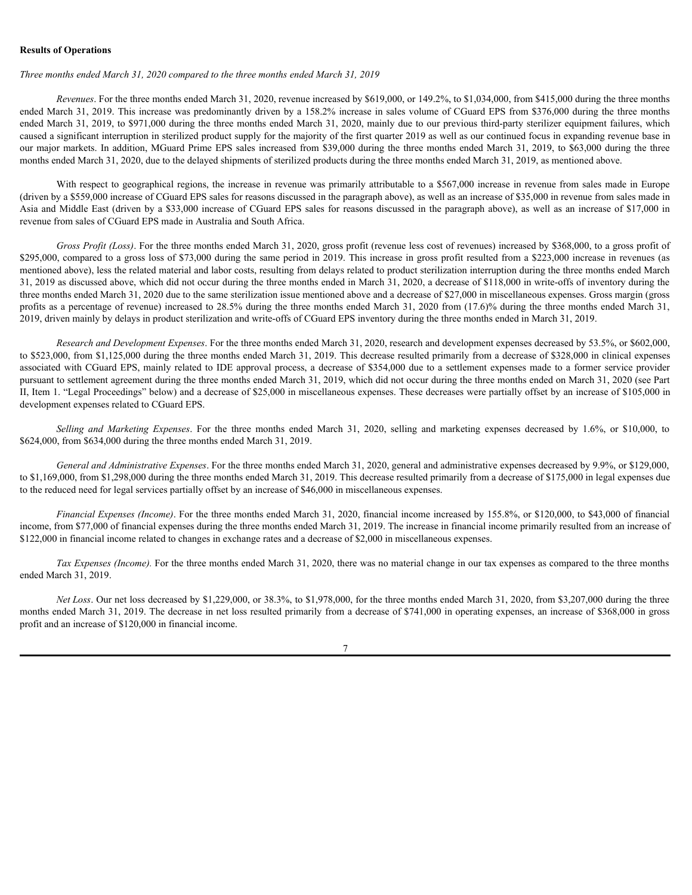**Results of Operations**

*Three months ended March 31, 2020 compared to the three months ended March 31, 2019*

*Revenues*. For the three months ended March 31, 2020, revenue increased by $619,000, or 149.2%, to $1,034,000, from $415,000 during the three months ended March 31, 2019. This increase was predominantly driven by a 158.2% increase in sales volume of CGuard EPS from $376,000 during the three months ended March 31, 2019, to $971,000 during the three months ended March 31, 2020, mainly due to our previous third-party sterilizer equipment failures, which caused a significant interruption in sterilized product supply for the majority of the first quarter 2019 as well as our continued focus in expanding revenue base in our major markets. In addition, MGuard Prime EPS sales increased from $39,000 during the three months ended March 31, 2019, to $63,000 during the three months ended March 31, 2020, due to the delayed shipments of sterilized products during the three months ended March 31, 2019, as mentioned above.

With respect to geographical regions, the increase in revenue was primarily attributable to a $567,000 increase in revenue from sales made in Europe (driven by a $559,000 increase of CGuard EPS sales for reasons discussed in the paragraph above), as well as an increase of $35,000 in revenue from sales made in Asia and Middle East (driven by a $33,000 increase of CGuard EPS sales for reasons discussed in the paragraph above), as well as an increase of $17,000 in revenue from sales of CGuard EPS made in Australia and South Africa.

*Gross Profit (Loss)*. For the three months ended March 31, 2020, gross profit (revenue less cost of revenues) increased by $368,000, to a gross profit of $295,000, compared to a gross loss of $73,000 during the same period in 2019. This increase in gross profit resulted from a $223,000 increase in revenues (as mentioned above), less the related material and labor costs, resulting from delays related to product sterilization interruption during the three months ended March 31, 2019 as discussed above, which did not occur during the three months ended in March 31, 2020, a decrease of $118,000 in write-offs of inventory during the three months ended March 31, 2020 due to the same sterilization issue mentioned above and a decrease of $27,000 in miscellaneous expenses. Gross margin (gross profits as a percentage of revenue) increased to 28.5% during the three months ended March 31, 2020 from (17.6)% during the three months ended March 31, 2019, driven mainly by delays in product sterilization and write-offs of CGuard EPS inventory during the three months ended in March 31, 2019.

*Research and Development Expenses*. For the three months ended March 31, 2020, research and development expenses decreased by 53.5%, or $602,000, to $523,000, from $1,125,000 during the three months ended March 31, 2019. This decrease resulted primarily from a decrease of $328,000 in clinical expenses associated with CGuard EPS, mainly related to IDE approval process, a decrease of $354,000 due to a settlement expenses made to a former service provider pursuant to settlement agreement during the three months ended March 31, 2019, which did not occur during the three months ended on March 31, 2020 (see Part II, Item 1. "Legal Proceedings" below) and a decrease of $25,000 in miscellaneous expenses. These decreases were partially offset by an increase of $105,000 in development expenses related to CGuard EPS.

*Selling and Marketing Expenses*. For the three months ended March 31, 2020, selling and marketing expenses decreased by 1.6%, or $10,000, to $624,000, from $634,000 during the three months ended March 31, 2019.

*General and Administrative Expenses*. For the three months ended March 31, 2020, general and administrative expenses decreased by 9.9%, or $129,000, to $1,169,000, from $1,298,000 during the three months ended March 31, 2019. This decrease resulted primarily from a decrease of $175,000 in legal expenses due to the reduced need for legal services partially offset by an increase of $46,000 in miscellaneous expenses.

*Financial Expenses (Income)*. For the three months ended March 31, 2020, financial income increased by 155.8%, or $120,000, to $43,000 of financial income, from $77,000 of financial expenses during the three months ended March 31, 2019. The increase in financial income primarily resulted from an increase of $122,000 in financial income related to changes in exchange rates and a decrease of $2,000 in miscellaneous expenses.

*Tax Expenses (Income).* For the three months ended March 31, 2020, there was no material change in our tax expenses as compared to the three months ended March 31, 2019.

*Net Loss*. Our net loss decreased by $1,229,000, or 38.3%, to $1,978,000, for the three months ended March 31, 2020, from $3,207,000 during the three months ended March 31, 2019. The decrease in net loss resulted primarily from a decrease of $741,000 in operating expenses, an increase of $368,000 in gross profit and an increase of $120,000 in financial income.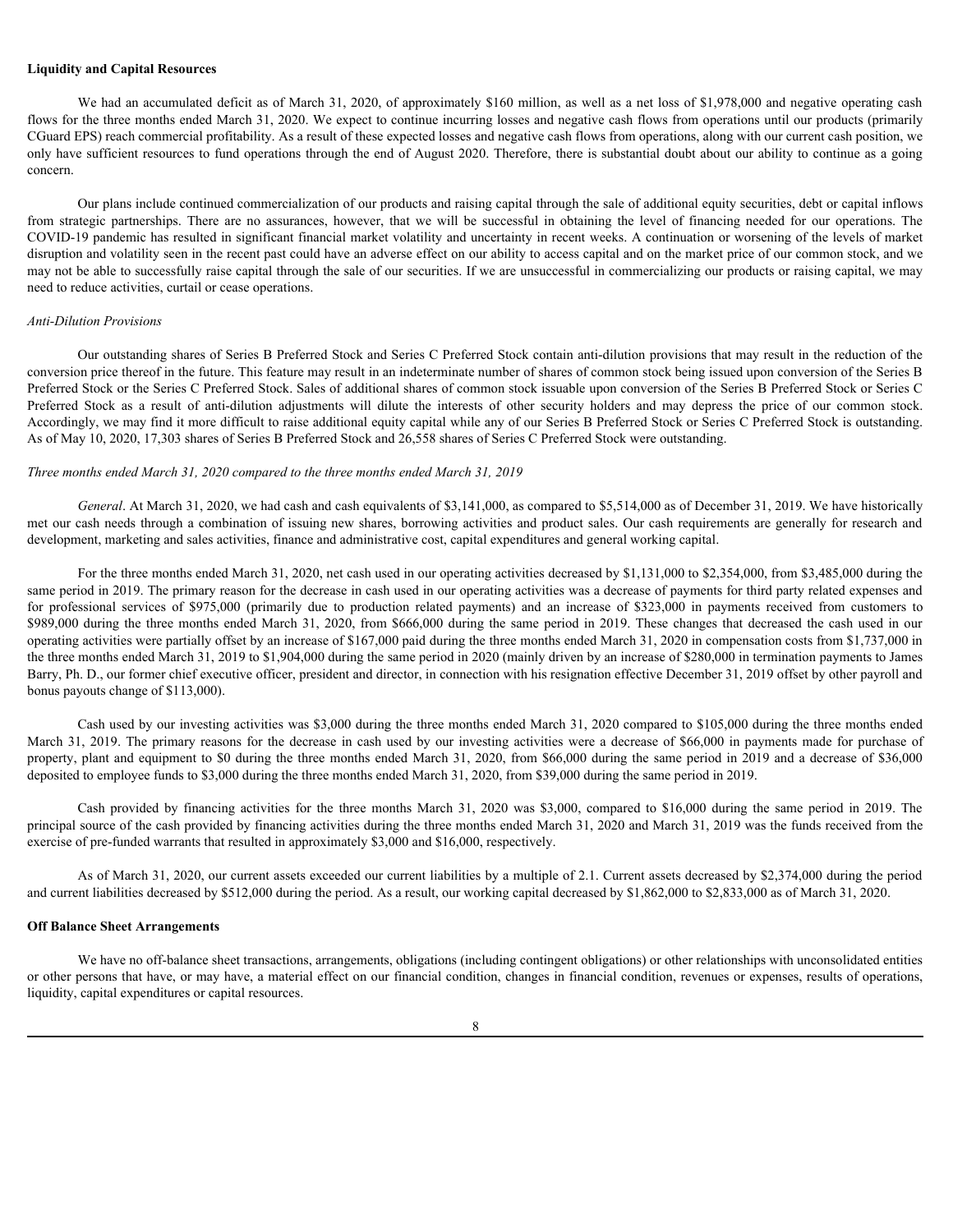**Liquidity and Capital Resources**

We had an accumulated deficit as of March 31, 2020, of approximately $160 million, as well as a net loss of $1,978,000 and negative operating cash flows for the three months ended March 31, 2020. We expect to continue incurring losses and negative cash flows from operations until our products (primarily CGuard EPS) reach commercial profitability. As a result of these expected losses and negative cash flows from operations, along with our current cash position, we only have sufficient resources to fund operations through the end of August 2020. Therefore, there is substantial doubt about our ability to continue as a going concern.

Our plans include continued commercialization of our products and raising capital through the sale of additional equity securities, debt or capital inflows from strategic partnerships. There are no assurances, however, that we will be successful in obtaining the level of financing needed for our operations. The COVID-19 pandemic has resulted in significant financial market volatility and uncertainty in recent weeks. A continuation or worsening of the levels of market disruption and volatility seen in the recent past could have an adverse effect on our ability to access capital and on the market price of our common stock, and we may not be able to successfully raise capital through the sale of our securities. If we are unsuccessful in commercializing our products or raising capital, we may need to reduce activities, curtail or cease operations.

*Anti-Dilution Provisions*

Our outstanding shares of Series B Preferred Stock and Series C Preferred Stock contain anti-dilution provisions that may result in the reduction of the conversion price thereof in the future. This feature may result in an indeterminate number of shares of common stock being issued upon conversion of the Series B Preferred Stock or the Series C Preferred Stock. Sales of additional shares of common stock issuable upon conversion of the Series B Preferred Stock or Series C Preferred Stock as a result of anti-dilution adjustments will dilute the interests of other security holders and may depress the price of our common stock. Accordingly, we may find it more difficult to raise additional equity capital while any of our Series B Preferred Stock or Series C Preferred Stock is outstanding. As of May 10, 2020, 17,303 shares of Series B Preferred Stock and 26,558 shares of Series C Preferred Stock were outstanding.

*Three months ended March 31, 2020 compared to the three months ended March 31, 2019*

*General*. At March 31, 2020, we had cash and cash equivalents of $3,141,000, as compared to $5,514,000 as of December 31, 2019. We have historically met our cash needs through a combination of issuing new shares, borrowing activities and product sales. Our cash requirements are generally for research and development, marketing and sales activities, finance and administrative cost, capital expenditures and general working capital.

For the three months ended March 31, 2020, net cash used in our operating activities decreased by $1,131,000 to $2,354,000, from $3,485,000 during the same period in 2019. The primary reason for the decrease in cash used in our operating activities was a decrease of payments for third party related expenses and for professional services of $975,000 (primarily due to production related payments) and an increase of $323,000 in payments received from customers to $989,000 during the three months ended March 31, 2020, from $666,000 during the same period in 2019. These changes that decreased the cash used in our operating activities were partially offset by an increase of $167,000 paid during the three months ended March 31, 2020 in compensation costs from $1,737,000 in the three months ended March 31, 2019 to $1,904,000 during the same period in 2020 (mainly driven by an increase of $280,000 in termination payments to James Barry, Ph. D., our former chief executive officer, president and director, in connection with his resignation effective December 31, 2019 offset by other payroll and bonus payouts change of $113,000).

Cash used by our investing activities was $3,000 during the three months ended March 31, 2020 compared to $105,000 during the three months ended March 31, 2019. The primary reasons for the decrease in cash used by our investing activities were a decrease of $66,000 in payments made for purchase of property, plant and equipment to $0 during the three months ended March 31, 2020, from $66,000 during the same period in 2019 and a decrease of $36,000 deposited to employee funds to $3,000 during the three months ended March 31, 2020, from $39,000 during the same period in 2019.

Cash provided by financing activities for the three months March 31, 2020 was $3,000, compared to $16,000 during the same period in 2019. The principal source of the cash provided by financing activities during the three months ended March 31, 2020 and March 31, 2019 was the funds received from the exercise of pre-funded warrants that resulted in approximately $3,000 and $16,000, respectively.

As of March 31, 2020, our current assets exceeded our current liabilities by a multiple of 2.1. Current assets decreased by $2,374,000 during the period and current liabilities decreased by $512,000 during the period. As a result, our working capital decreased by $1,862,000 to $2,833,000 as of March 31, 2020.

**Off Balance Sheet Arrangements**

We have no off-balance sheet transactions, arrangements, obligations (including contingent obligations) or other relationships with unconsolidated entities or other persons that have, or may have, a material effect on our financial condition, changes in financial condition, revenues or expenses, results of operations, liquidity, capital expenditures or capital resources.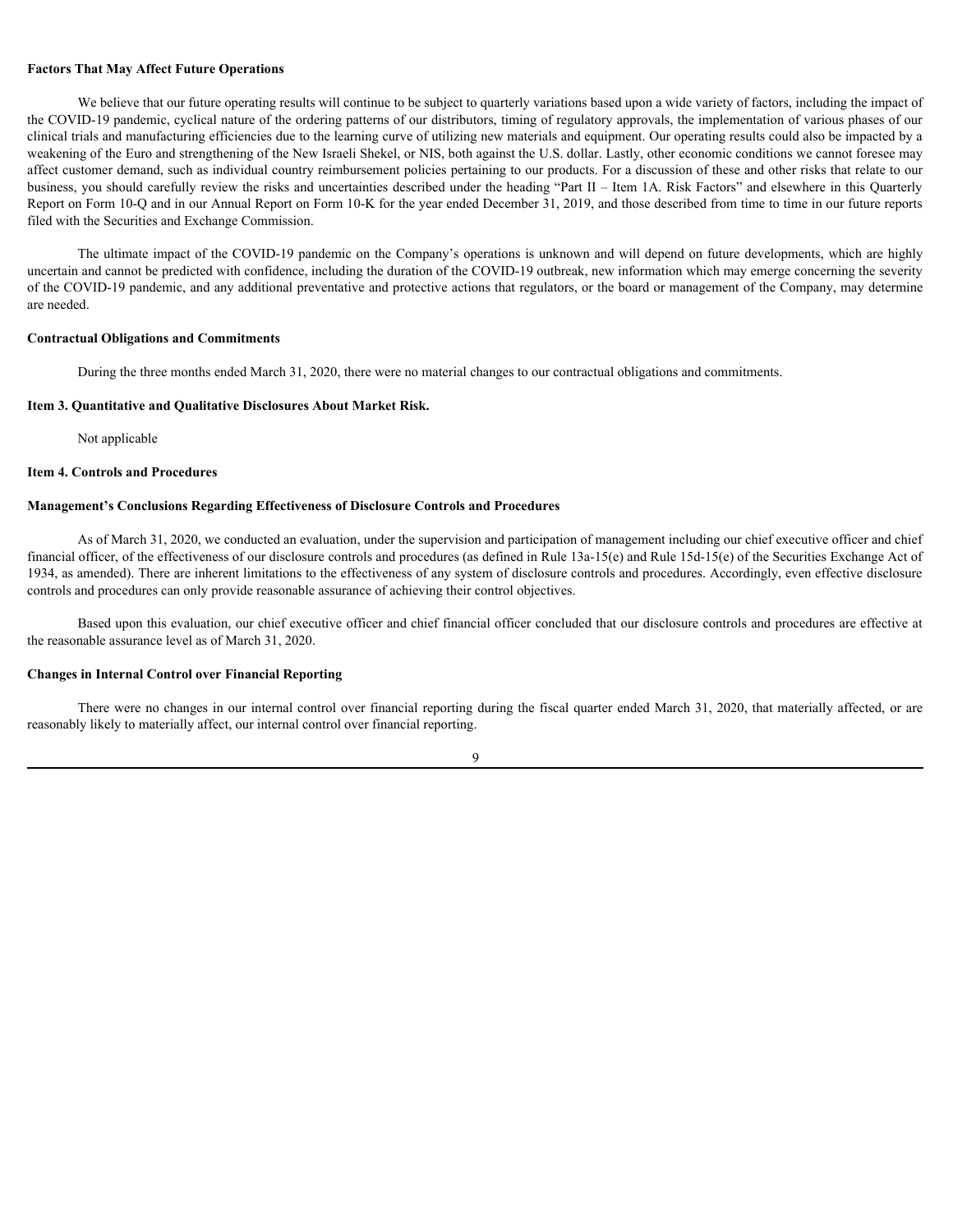**Factors That May Affect Future Operations**

We believe that our future operating results will continue to be subject to quarterly variations based upon a wide variety of factors, including the impact of the COVID-19 pandemic, cyclical nature of the ordering patterns of our distributors, timing of regulatory approvals, the implementation of various phases of our clinical trials and manufacturing efficiencies due to the learning curve of utilizing new materials and equipment. Our operating results could also be impacted by a weakening of the Euro and strengthening of the New Israeli Shekel, or NIS, both against the U.S. dollar. Lastly, other economic conditions we cannot foresee may affect customer demand, such as individual country reimbursement policies pertaining to our products. For a discussion of these and other risks that relate to our business, you should carefully review the risks and uncertainties described under the heading "Part II – Item 1A. Risk Factors" and elsewhere in this Quarterly Report on Form 10-Q and in our Annual Report on Form 10-K for the year ended December 31, 2019, and those described from time to time in our future reports filed with the Securities and Exchange Commission.

The ultimate impact of the COVID-19 pandemic on the Company's operations is unknown and will depend on future developments, which are highly uncertain and cannot be predicted with confidence, including the duration of the COVID-19 outbreak, new information which may emerge concerning the severity of the COVID-19 pandemic, and any additional preventative and protective actions that regulators, or the board or management of the Company, may determine are needed.

**Contractual Obligations and Commitments**

During the three months ended March 31, 2020, there were no material changes to our contractual obligations and commitments.

**Item 3. Quantitative and Qualitative Disclosures About Market Risk.**

Not applicable

**Item 4. Controls and Procedures**

**Management's Conclusions Regarding Effectiveness of Disclosure Controls and Procedures**

As of March 31, 2020, we conducted an evaluation, under the supervision and participation of management including our chief executive officer and chief financial officer, of the effectiveness of our disclosure controls and procedures (as defined in Rule 13a-15(e) and Rule 15d-15(e) of the Securities Exchange Act of 1934, as amended). There are inherent limitations to the effectiveness of any system of disclosure controls and procedures. Accordingly, even effective disclosure controls and procedures can only provide reasonable assurance of achieving their control objectives.

Based upon this evaluation, our chief executive officer and chief financial officer concluded that our disclosure controls and procedures are effective at the reasonable assurance level as of March 31, 2020.

**Changes in Internal Control over Financial Reporting**

There were no changes in our internal control over financial reporting during the fiscal quarter ended March 31, 2020, that materially affected, or are reasonably likely to materially affect, our internal control over financial reporting.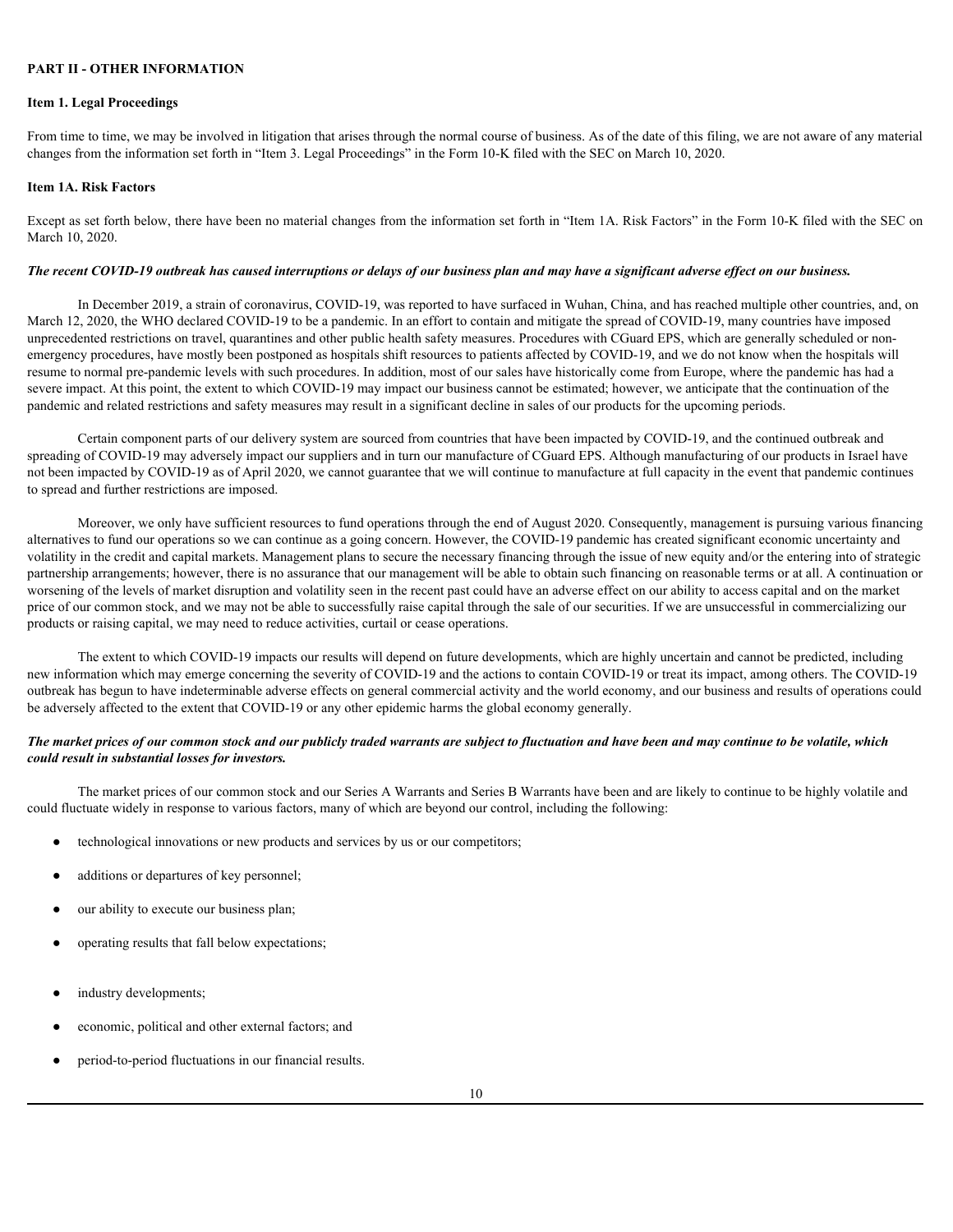## PART II - OTHER INFORMATION

### Item 1. Legal Proceedings

From time to time, we may be involved in litigation that arises through the normal course of business. As of the date of this filing, we are not aware of any material changes from the information set forth in "Item 3. Legal Proceedings" in the Form 10-K filed with the SEC on March 10, 2020.

### Item 1A. Risk Factors

Except as set forth below, there have been no material changes from the information set forth in "Item 1A. Risk Factors" in the Form 10-K filed with the SEC on March 10, 2020.

***The recent COVID-19 outbreak has caused interruptions or delays of our business plan and may have a significant adverse effect on our business.***

In December 2019, a strain of coronavirus, COVID-19, was reported to have surfaced in Wuhan, China, and has reached multiple other countries, and, on March 12, 2020, the WHO declared COVID-19 to be a pandemic. In an effort to contain and mitigate the spread of COVID-19, many countries have imposed unprecedented restrictions on travel, quarantines and other public health safety measures. Procedures with CGuard EPS, which are generally scheduled or non-emergency procedures, have mostly been postponed as hospitals shift resources to patients affected by COVID-19, and we do not know when the hospitals will resume to normal pre-pandemic levels with such procedures. In addition, most of our sales have historically come from Europe, where the pandemic has had a severe impact. At this point, the extent to which COVID-19 may impact our business cannot be estimated; however, we anticipate that the continuation of the pandemic and related restrictions and safety measures may result in a significant decline in sales of our products for the upcoming periods.

Certain component parts of our delivery system are sourced from countries that have been impacted by COVID-19, and the continued outbreak and spreading of COVID-19 may adversely impact our suppliers and in turn our manufacture of CGuard EPS. Although manufacturing of our products in Israel have not been impacted by COVID-19 as of April 2020, we cannot guarantee that we will continue to manufacture at full capacity in the event that pandemic continues to spread and further restrictions are imposed.

Moreover, we only have sufficient resources to fund operations through the end of August 2020. Consequently, management is pursuing various financing alternatives to fund our operations so we can continue as a going concern. However, the COVID-19 pandemic has created significant economic uncertainty and volatility in the credit and capital markets. Management plans to secure the necessary financing through the issue of new equity and/or the entering into of strategic partnership arrangements; however, there is no assurance that our management will be able to obtain such financing on reasonable terms or at all. A continuation or worsening of the levels of market disruption and volatility seen in the recent past could have an adverse effect on our ability to access capital and on the market price of our common stock, and we may not be able to successfully raise capital through the sale of our securities. If we are unsuccessful in commercializing our products or raising capital, we may need to reduce activities, curtail or cease operations.

The extent to which COVID-19 impacts our results will depend on future developments, which are highly uncertain and cannot be predicted, including new information which may emerge concerning the severity of COVID-19 and the actions to contain COVID-19 or treat its impact, among others. The COVID-19 outbreak has begun to have indeterminable adverse effects on general commercial activity and the world economy, and our business and results of operations could be adversely affected to the extent that COVID-19 or any other epidemic harms the global economy generally.

***The market prices of our common stock and our publicly traded warrants are subject to fluctuation and have been and may continue to be volatile, which could result in substantial losses for investors.***

The market prices of our common stock and our Series A Warrants and Series B Warrants have been and are likely to continue to be highly volatile and could fluctuate widely in response to various factors, many of which are beyond our control, including the following:

- technological innovations or new products and services by us or our competitors;
- additions or departures of key personnel;
- our ability to execute our business plan;
- operating results that fall below expectations;
- industry developments;
- economic, political and other external factors; and
- period-to-period fluctuations in our financial results.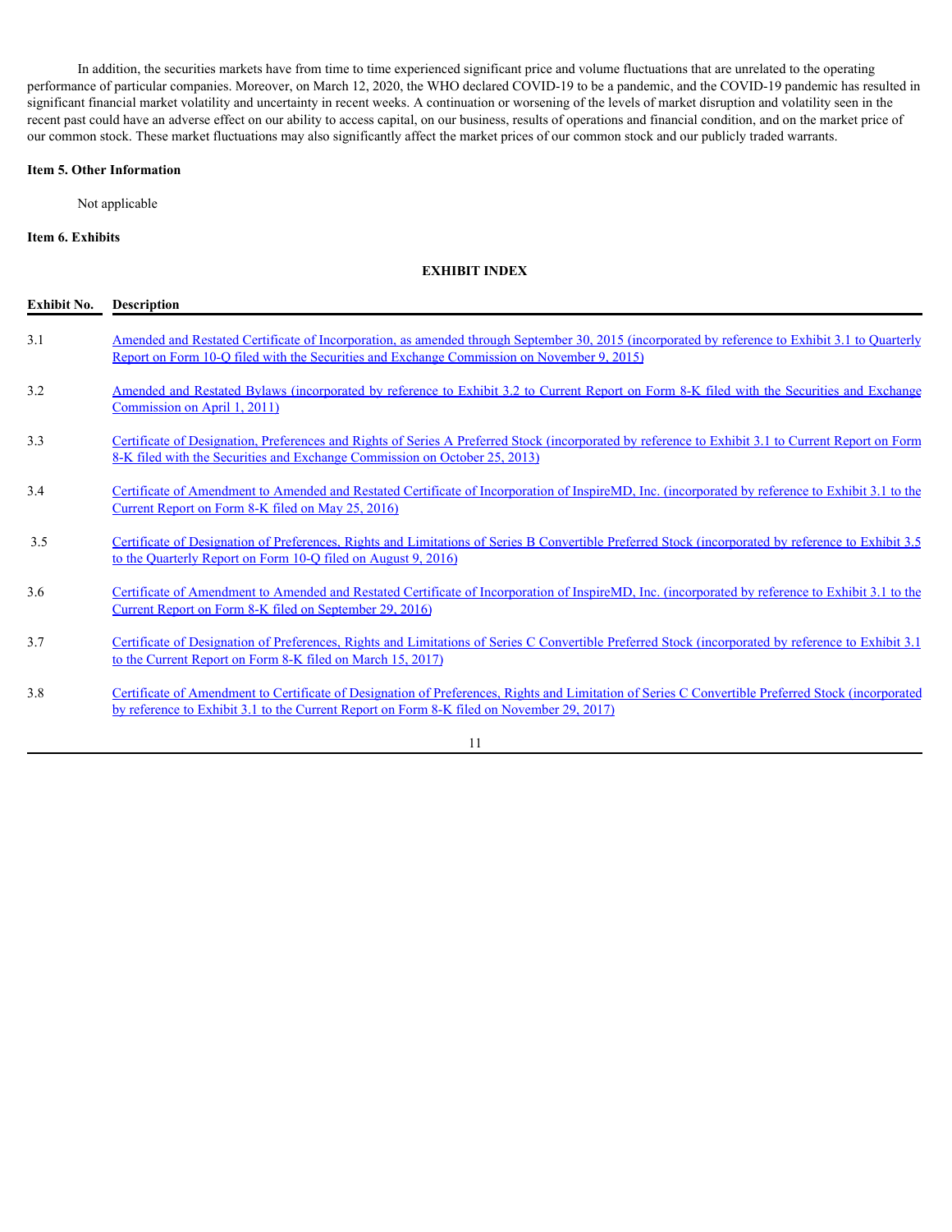In addition, the securities markets have from time to time experienced significant price and volume fluctuations that are unrelated to the operating performance of particular companies. Moreover, on March 12, 2020, the WHO declared COVID-19 to be a pandemic, and the COVID-19 pandemic has resulted in significant financial market volatility and uncertainty in recent weeks. A continuation or worsening of the levels of market disruption and volatility seen in the recent past could have an adverse effect on our ability to access capital, on our business, results of operations and financial condition, and on the market price of our common stock. These market fluctuations may also significantly affect the market prices of our common stock and our publicly traded warrants.

**Item 5. Other Information**

Not applicable

**Item 6. Exhibits**

**EXHIBIT INDEX**

| Exhibit No. | Description |
|---|---|
| 3.1 | Amended and Restated Certificate of Incorporation, as amended through September 30, 2015 (incorporated by reference to Exhibit 3.1 to Quarterly Report on Form 10-Q filed with the Securities and Exchange Commission on November 9, 2015) |
| 3.2 | Amended and Restated Bylaws (incorporated by reference to Exhibit 3.2 to Current Report on Form 8-K filed with the Securities and Exchange Commission on April 1, 2011) |
| 3.3 | Certificate of Designation, Preferences and Rights of Series A Preferred Stock (incorporated by reference to Exhibit 3.1 to Current Report on Form 8-K filed with the Securities and Exchange Commission on October 25, 2013) |
| 3.4 | Certificate of Amendment to Amended and Restated Certificate of Incorporation of InspireMD, Inc. (incorporated by reference to Exhibit 3.1 to the Current Report on Form 8-K filed on May 25, 2016) |
| 3.5 | Certificate of Designation of Preferences, Rights and Limitations of Series B Convertible Preferred Stock (incorporated by reference to Exhibit 3.5 to the Quarterly Report on Form 10-Q filed on August 9, 2016) |
| 3.6 | Certificate of Amendment to Amended and Restated Certificate of Incorporation of InspireMD, Inc. (incorporated by reference to Exhibit 3.1 to the Current Report on Form 8-K filed on September 29, 2016) |
| 3.7 | Certificate of Designation of Preferences, Rights and Limitations of Series C Convertible Preferred Stock (incorporated by reference to Exhibit 3.1 to the Current Report on Form 8-K filed on March 15, 2017) |
| 3.8 | Certificate of Amendment to Certificate of Designation of Preferences, Rights and Limitation of Series C Convertible Preferred Stock (incorporated by reference to Exhibit 3.1 to the Current Report on Form 8-K filed on November 29, 2017) |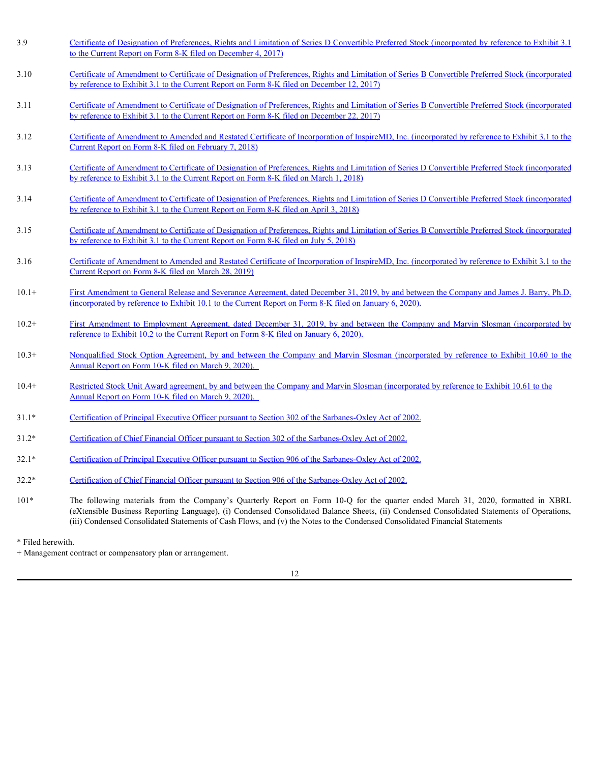| | |
|---|---|
| 3.9 | Certificate of Designation of Preferences, Rights and Limitation of Series D Convertible Preferred Stock (incorporated by reference to Exhibit 3.1 to the Current Report on Form 8-K filed on December 4, 2017) |
| 3.10 | Certificate of Amendment to Certificate of Designation of Preferences, Rights and Limitation of Series B Convertible Preferred Stock (incorporated by reference to Exhibit 3.1 to the Current Report on Form 8-K filed on December 12, 2017) |
| 3.11 | Certificate of Amendment to Certificate of Designation of Preferences, Rights and Limitation of Series B Convertible Preferred Stock (incorporated by reference to Exhibit 3.1 to the Current Report on Form 8-K filed on December 22, 2017) |
| 3.12 | Certificate of Amendment to Amended and Restated Certificate of Incorporation of InspireMD, Inc. (incorporated by reference to Exhibit 3.1 to the Current Report on Form 8-K filed on February 7, 2018) |
| 3.13 | Certificate of Amendment to Certificate of Designation of Preferences, Rights and Limitation of Series D Convertible Preferred Stock (incorporated by reference to Exhibit 3.1 to the Current Report on Form 8-K filed on March 1, 2018) |
| 3.14 | Certificate of Amendment to Certificate of Designation of Preferences, Rights and Limitation of Series D Convertible Preferred Stock (incorporated by reference to Exhibit 3.1 to the Current Report on Form 8-K filed on April 3, 2018) |
| 3.15 | Certificate of Amendment to Certificate of Designation of Preferences, Rights and Limitation of Series B Convertible Preferred Stock (incorporated by reference to Exhibit 3.1 to the Current Report on Form 8-K filed on July 5, 2018) |
| 3.16 | Certificate of Amendment to Amended and Restated Certificate of Incorporation of InspireMD, Inc. (incorporated by reference to Exhibit 3.1 to the Current Report on Form 8-K filed on March 28, 2019) |
| 10.1+ | First Amendment to General Release and Severance Agreement, dated December 31, 2019, by and between the Company and James J. Barry, Ph.D. (incorporated by reference to Exhibit 10.1 to the Current Report on Form 8-K filed on January 6, 2020). |
| 10.2+ | First Amendment to Employment Agreement, dated December 31, 2019, by and between the Company and Marvin Slosman (incorporated by reference to Exhibit 10.2 to the Current Report on Form 8-K filed on January 6, 2020). |
| 10.3+ | Nonqualified Stock Option Agreement, by and between the Company and Marvin Slosman (incorporated by reference to Exhibit 10.60 to the Annual Report on Form 10-K filed on March 9, 2020). |
| 10.4+ | Restricted Stock Unit Award agreement, by and between the Company and Marvin Slosman (incorporated by reference to Exhibit 10.61 to the Annual Report on Form 10-K filed on March 9, 2020). |
| 31.1* | Certification of Principal Executive Officer pursuant to Section 302 of the Sarbanes-Oxley Act of 2002. |
| 31.2* | Certification of Chief Financial Officer pursuant to Section 302 of the Sarbanes-Oxley Act of 2002. |
| 32.1* | Certification of Principal Executive Officer pursuant to Section 906 of the Sarbanes-Oxley Act of 2002. |
| 32.2* | Certification of Chief Financial Officer pursuant to Section 906 of the Sarbanes-Oxley Act of 2002. |
| 101* | The following materials from the Company's Quarterly Report on Form 10-Q for the quarter ended March 31, 2020, formatted in XBRL (eXtensible Business Reporting Language), (i) Condensed Consolidated Balance Sheets, (ii) Condensed Consolidated Statements of Operations, (iii) Condensed Consolidated Statements of Cash Flows, and (v) the Notes to the Condensed Consolidated Financial Statements |

\* Filed herewith.

+ Management contract or compensatory plan or arrangement.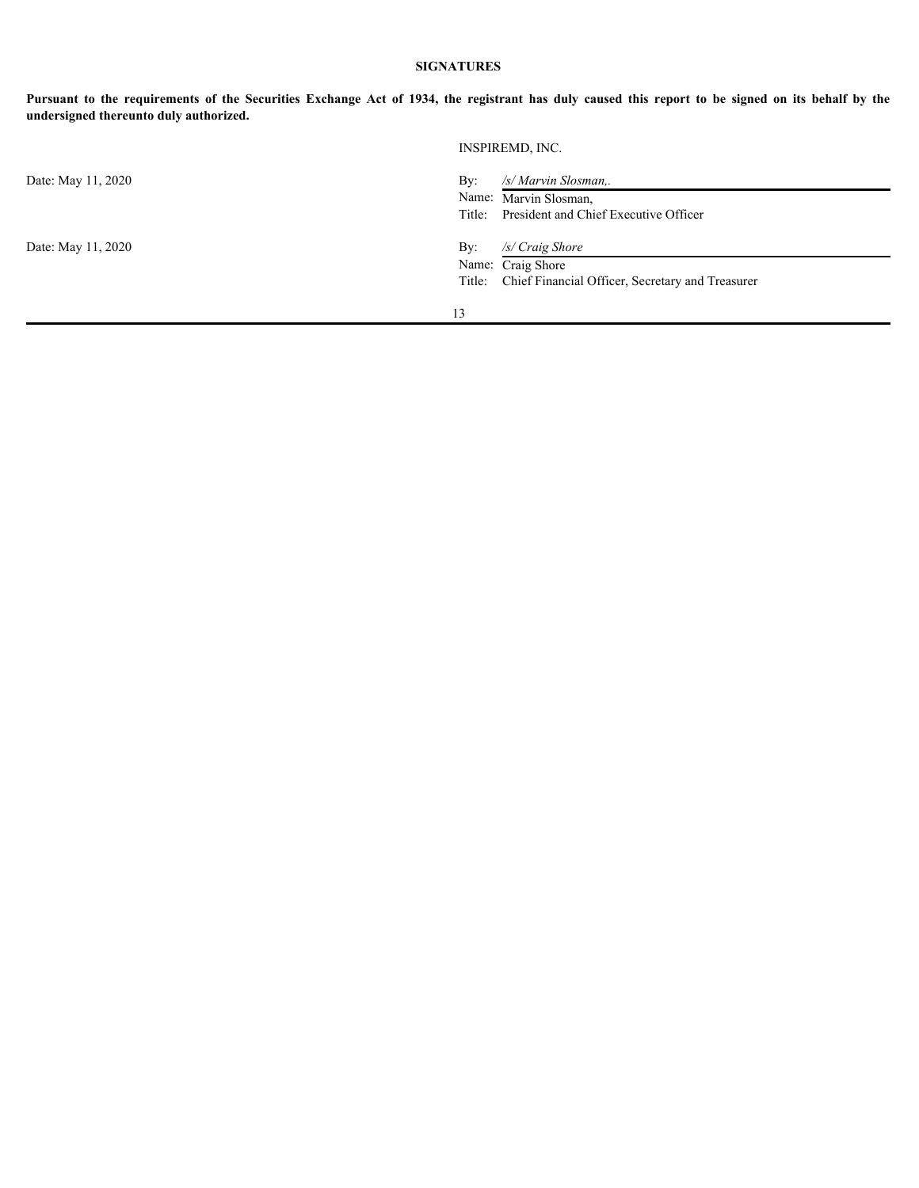## SIGNATURES

**Pursuant to the requirements of the Securities Exchange Act of 1934, the registrant has duly caused this report to be signed on its behalf by the undersigned thereunto duly authorized.**

INSPIREMD, INC.

| | | |
|---|---|---|
| Date: May 11, 2020 | By: | */s/ Marvin Slosman,.* |
| | Name: | Marvin Slosman, |
| | Title: | President and Chief Executive Officer |
| | | |
| Date: May 11, 2020 | By: | */s/ Craig Shore* |
| | Name: | Craig Shore |
| | Title: | Chief Financial Officer, Secretary and Treasurer |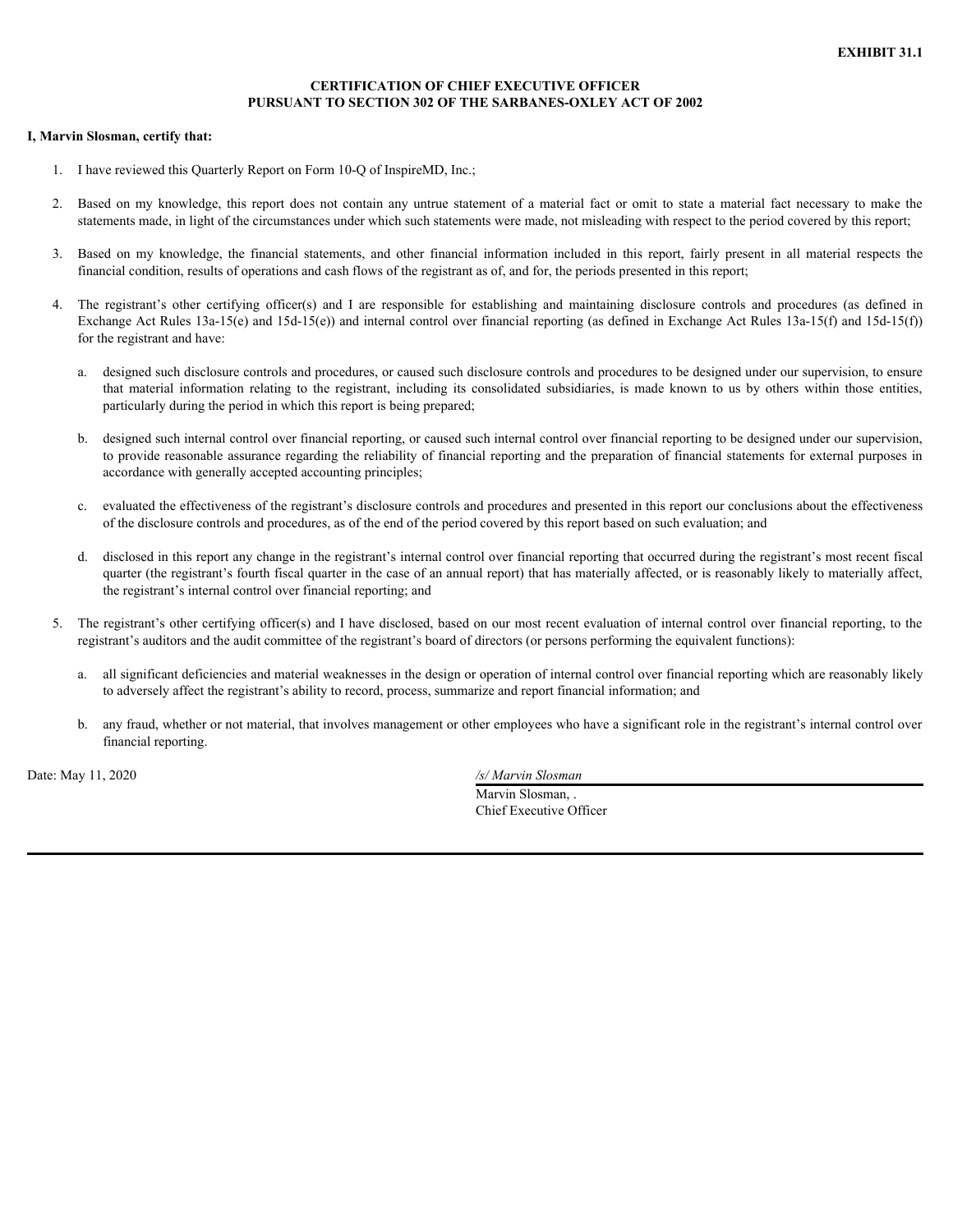**EXHIBIT 31.1**

**CERTIFICATION OF CHIEF EXECUTIVE OFFICER**
**PURSUANT TO SECTION 302 OF THE SARBANES-OXLEY ACT OF 2002**

**I, Marvin Slosman, certify that:**

1. I have reviewed this Quarterly Report on Form 10-Q of InspireMD, Inc.;

2. Based on my knowledge, this report does not contain any untrue statement of a material fact or omit to state a material fact necessary to make the statements made, in light of the circumstances under which such statements were made, not misleading with respect to the period covered by this report;

3. Based on my knowledge, the financial statements, and other financial information included in this report, fairly present in all material respects the financial condition, results of operations and cash flows of the registrant as of, and for, the periods presented in this report;

4. The registrant's other certifying officer(s) and I are responsible for establishing and maintaining disclosure controls and procedures (as defined in Exchange Act Rules 13a-15(e) and 15d-15(e)) and internal control over financial reporting (as defined in Exchange Act Rules 13a-15(f) and 15d-15(f)) for the registrant and have:

   a. designed such disclosure controls and procedures, or caused such disclosure controls and procedures to be designed under our supervision, to ensure that material information relating to the registrant, including its consolidated subsidiaries, is made known to us by others within those entities, particularly during the period in which this report is being prepared;

   b. designed such internal control over financial reporting, or caused such internal control over financial reporting to be designed under our supervision, to provide reasonable assurance regarding the reliability of financial reporting and the preparation of financial statements for external purposes in accordance with generally accepted accounting principles;

   c. evaluated the effectiveness of the registrant's disclosure controls and procedures and presented in this report our conclusions about the effectiveness of the disclosure controls and procedures, as of the end of the period covered by this report based on such evaluation; and

   d. disclosed in this report any change in the registrant's internal control over financial reporting that occurred during the registrant's most recent fiscal quarter (the registrant's fourth fiscal quarter in the case of an annual report) that has materially affected, or is reasonably likely to materially affect, the registrant's internal control over financial reporting; and

5. The registrant's other certifying officer(s) and I have disclosed, based on our most recent evaluation of internal control over financial reporting, to the registrant's auditors and the audit committee of the registrant's board of directors (or persons performing the equivalent functions):

   a. all significant deficiencies and material weaknesses in the design or operation of internal control over financial reporting which are reasonably likely to adversely affect the registrant's ability to record, process, summarize and report financial information; and

   b. any fraud, whether or not material, that involves management or other employees who have a significant role in the registrant's internal control over financial reporting.

Date: May 11, 2020

*/s/ Marvin Slosman*
Marvin Slosman, .
Chief Executive Officer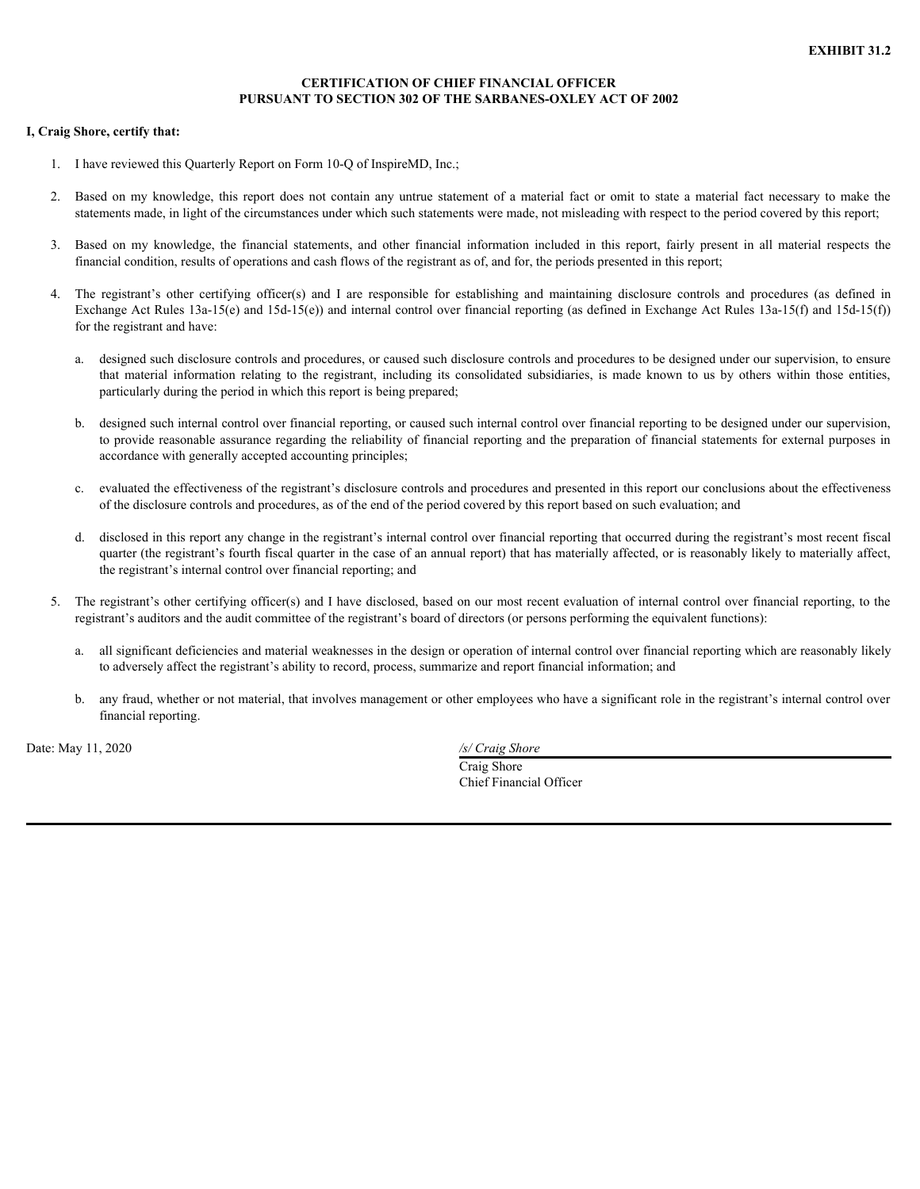**EXHIBIT 31.2**

**CERTIFICATION OF CHIEF FINANCIAL OFFICER**
**PURSUANT TO SECTION 302 OF THE SARBANES-OXLEY ACT OF 2002**

**I, Craig Shore, certify that:**

1. I have reviewed this Quarterly Report on Form 10-Q of InspireMD, Inc.;

2. Based on my knowledge, this report does not contain any untrue statement of a material fact or omit to state a material fact necessary to make the statements made, in light of the circumstances under which such statements were made, not misleading with respect to the period covered by this report;

3. Based on my knowledge, the financial statements, and other financial information included in this report, fairly present in all material respects the financial condition, results of operations and cash flows of the registrant as of, and for, the periods presented in this report;

4. The registrant's other certifying officer(s) and I are responsible for establishing and maintaining disclosure controls and procedures (as defined in Exchange Act Rules 13a-15(e) and 15d-15(e)) and internal control over financial reporting (as defined in Exchange Act Rules 13a-15(f) and 15d-15(f)) for the registrant and have:

   a. designed such disclosure controls and procedures, or caused such disclosure controls and procedures to be designed under our supervision, to ensure that material information relating to the registrant, including its consolidated subsidiaries, is made known to us by others within those entities, particularly during the period in which this report is being prepared;

   b. designed such internal control over financial reporting, or caused such internal control over financial reporting to be designed under our supervision, to provide reasonable assurance regarding the reliability of financial reporting and the preparation of financial statements for external purposes in accordance with generally accepted accounting principles;

   c. evaluated the effectiveness of the registrant's disclosure controls and procedures and presented in this report our conclusions about the effectiveness of the disclosure controls and procedures, as of the end of the period covered by this report based on such evaluation; and

   d. disclosed in this report any change in the registrant's internal control over financial reporting that occurred during the registrant's most recent fiscal quarter (the registrant's fourth fiscal quarter in the case of an annual report) that has materially affected, or is reasonably likely to materially affect, the registrant's internal control over financial reporting; and

5. The registrant's other certifying officer(s) and I have disclosed, based on our most recent evaluation of internal control over financial reporting, to the registrant's auditors and the audit committee of the registrant's board of directors (or persons performing the equivalent functions):

   a. all significant deficiencies and material weaknesses in the design or operation of internal control over financial reporting which are reasonably likely to adversely affect the registrant's ability to record, process, summarize and report financial information; and

   b. any fraud, whether or not material, that involves management or other employees who have a significant role in the registrant's internal control over financial reporting.

Date: May 11, 2020

*/s/ Craig Shore*
Craig Shore
Chief Financial Officer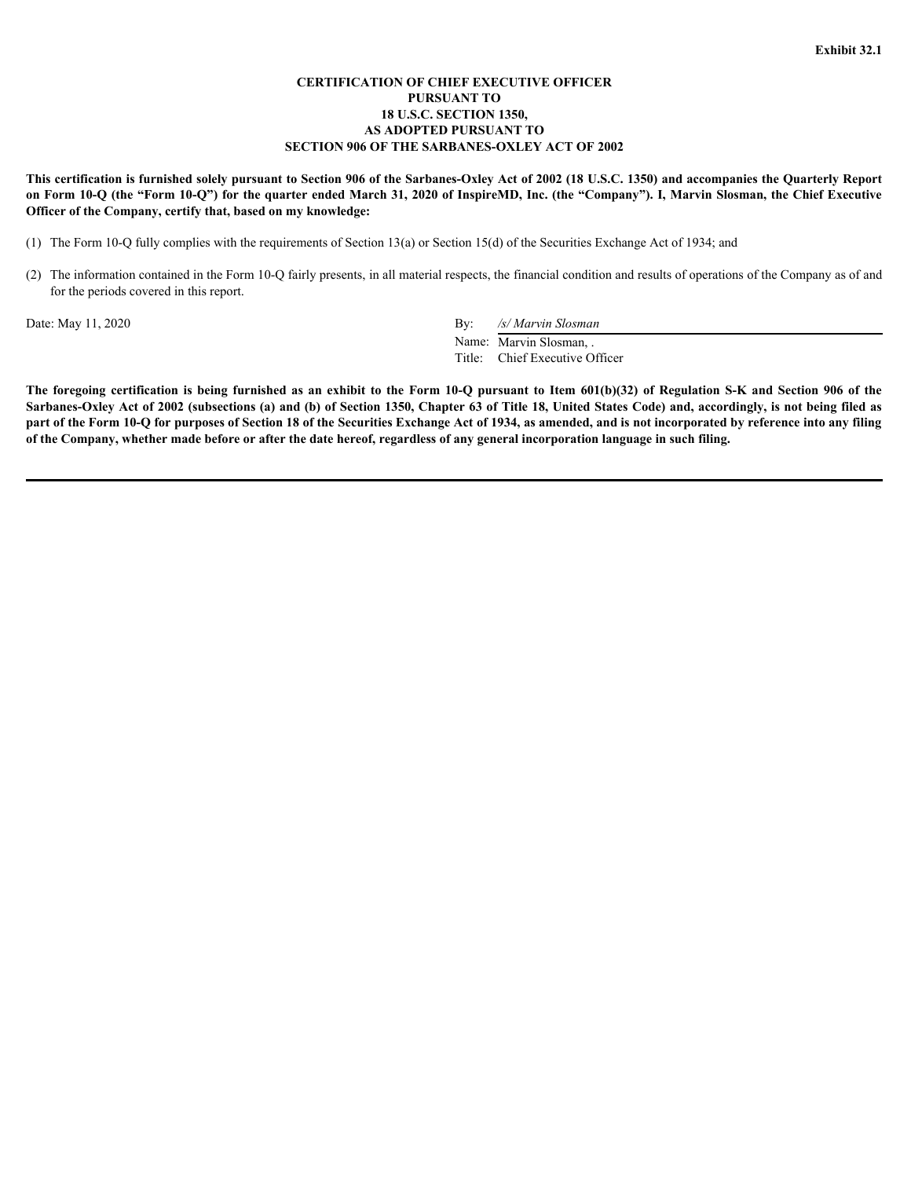**Exhibit 32.1**

**CERTIFICATION OF CHIEF EXECUTIVE OFFICER**
**PURSUANT TO**
**18 U.S.C. SECTION 1350,**
**AS ADOPTED PURSUANT TO**
**SECTION 906 OF THE SARBANES-OXLEY ACT OF 2002**

**This certification is furnished solely pursuant to Section 906 of the Sarbanes-Oxley Act of 2002 (18 U.S.C. 1350) and accompanies the Quarterly Report on Form 10-Q (the "Form 10-Q") for the quarter ended March 31, 2020 of InspireMD, Inc. (the "Company"). I, Marvin Slosman, the Chief Executive Officer of the Company, certify that, based on my knowledge:**

(1) The Form 10-Q fully complies with the requirements of Section 13(a) or Section 15(d) of the Securities Exchange Act of 1934; and

(2) The information contained in the Form 10-Q fairly presents, in all material respects, the financial condition and results of operations of the Company as of and for the periods covered in this report.

Date: May 11, 2020

By: */s/ Marvin Slosman*
Name: Marvin Slosman, .
Title: Chief Executive Officer

**The foregoing certification is being furnished as an exhibit to the Form 10-Q pursuant to Item 601(b)(32) of Regulation S-K and Section 906 of the Sarbanes-Oxley Act of 2002 (subsections (a) and (b) of Section 1350, Chapter 63 of Title 18, United States Code) and, accordingly, is not being filed as part of the Form 10-Q for purposes of Section 18 of the Securities Exchange Act of 1934, as amended, and is not incorporated by reference into any filing of the Company, whether made before or after the date hereof, regardless of any general incorporation language in such filing.**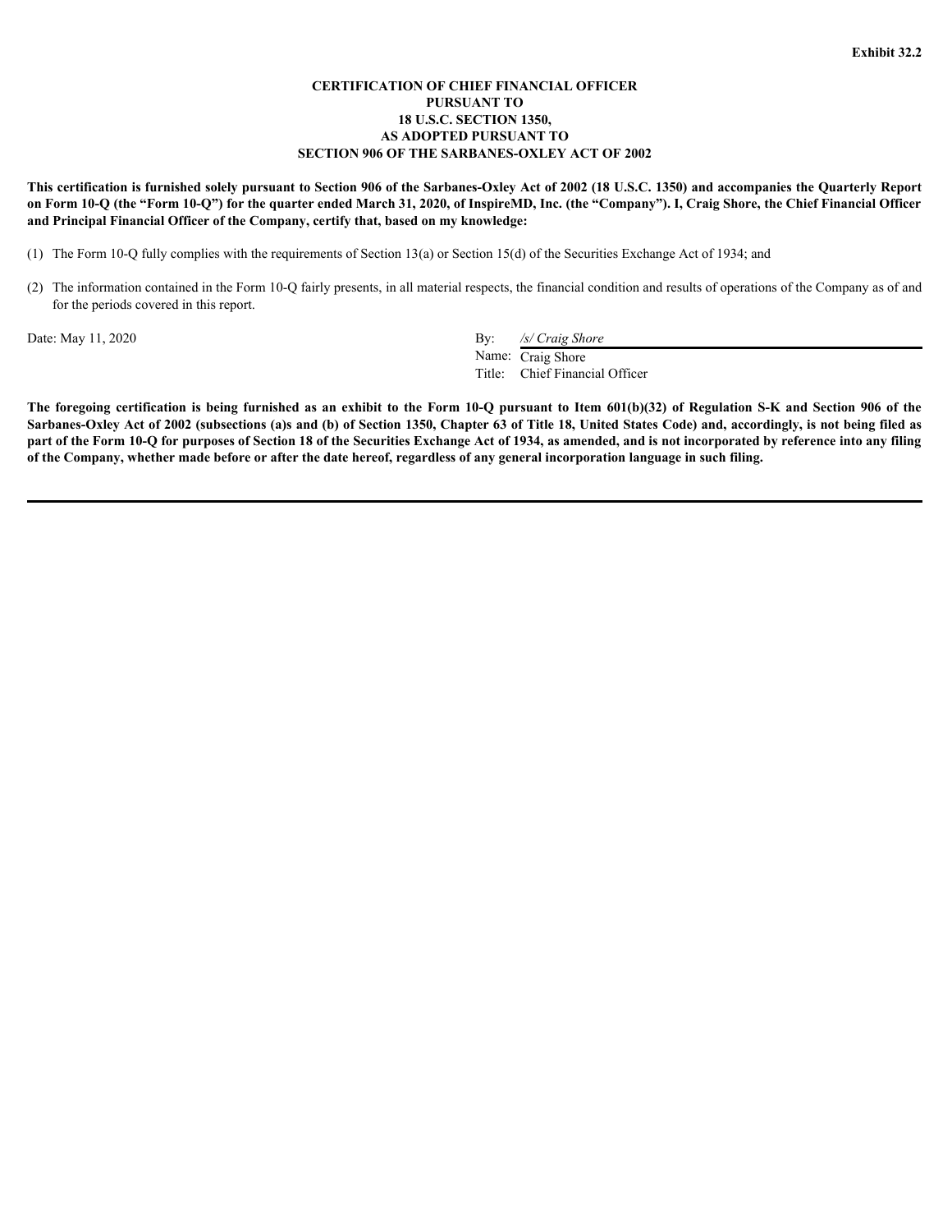**Exhibit 32.2**

**CERTIFICATION OF CHIEF FINANCIAL OFFICER**
**PURSUANT TO**
**18 U.S.C. SECTION 1350,**
**AS ADOPTED PURSUANT TO**
**SECTION 906 OF THE SARBANES-OXLEY ACT OF 2002**

**This certification is furnished solely pursuant to Section 906 of the Sarbanes-Oxley Act of 2002 (18 U.S.C. 1350) and accompanies the Quarterly Report on Form 10-Q (the "Form 10-Q") for the quarter ended March 31, 2020, of InspireMD, Inc. (the "Company"). I, Craig Shore, the Chief Financial Officer and Principal Financial Officer of the Company, certify that, based on my knowledge:**

(1) The Form 10-Q fully complies with the requirements of Section 13(a) or Section 15(d) of the Securities Exchange Act of 1934; and

(2) The information contained in the Form 10-Q fairly presents, in all material respects, the financial condition and results of operations of the Company as of and for the periods covered in this report.

Date: May 11, 2020

By: */s/ Craig Shore*
Name: Craig Shore
Title: Chief Financial Officer

**The foregoing certification is being furnished as an exhibit to the Form 10-Q pursuant to Item 601(b)(32) of Regulation S-K and Section 906 of the Sarbanes-Oxley Act of 2002 (subsections (a)s and (b) of Section 1350, Chapter 63 of Title 18, United States Code) and, accordingly, is not being filed as part of the Form 10-Q for purposes of Section 18 of the Securities Exchange Act of 1934, as amended, and is not incorporated by reference into any filing of the Company, whether made before or after the date hereof, regardless of any general incorporation language in such filing.**